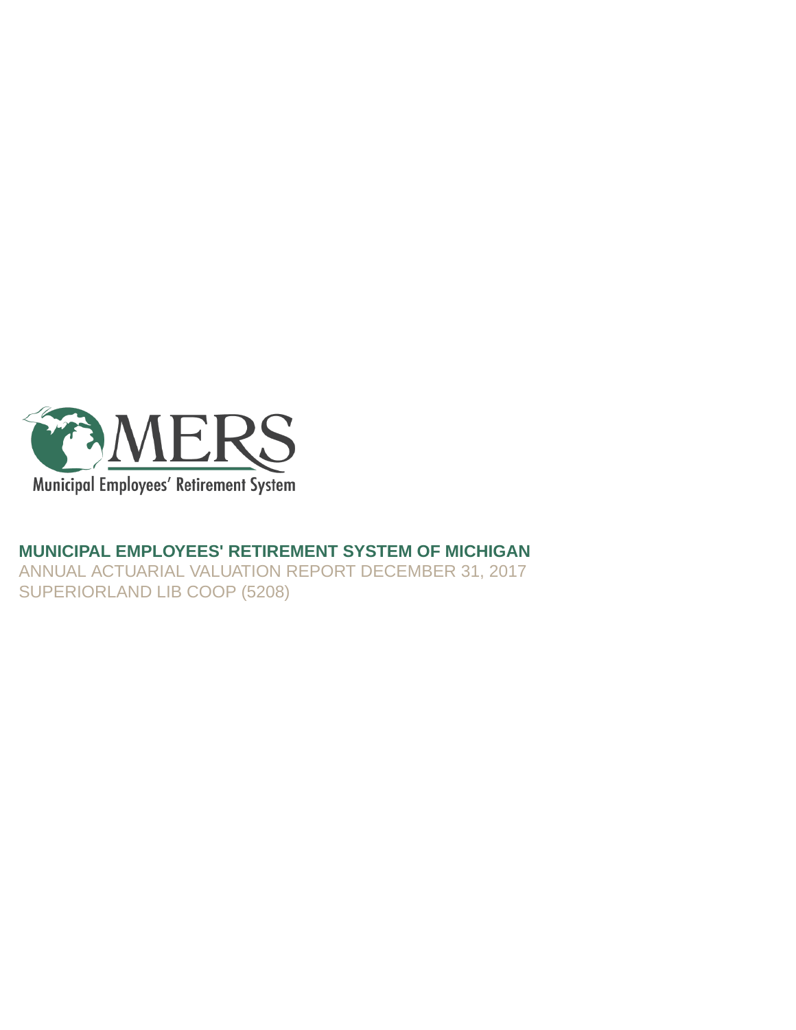MERS

Municipal Employees' Retirement System

# MUNICIPAL EMPLOYEES' RETIREMENT SYSTEM OF MICHIGAN

ANNUAL ACTUARIAL VALUATION REPORT DECEMBER 31, 2017

SUPERIORLAND LIB COOP (5208)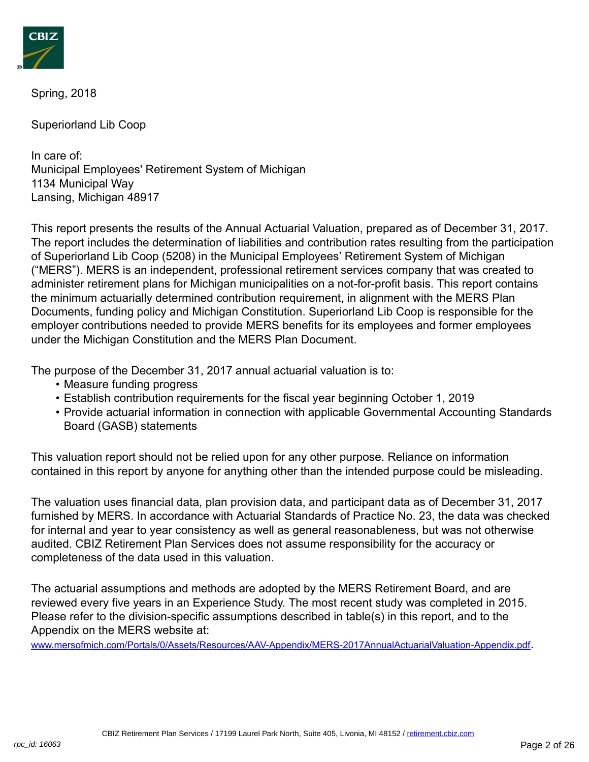Spring, 2018

Superiorland Lib Coop

In care of:
Municipal Employees' Retirement System of Michigan
1134 Municipal Way
Lansing, Michigan 48917

This report presents the results of the Annual Actuarial Valuation, prepared as of December 31, 2017. The report includes the determination of liabilities and contribution rates resulting from the participation of Superiorland Lib Coop (5208) in the Municipal Employees' Retirement System of Michigan ("MERS"). MERS is an independent, professional retirement services company that was created to administer retirement plans for Michigan municipalities on a not-for-profit basis. This report contains the minimum actuarially determined contribution requirement, in alignment with the MERS Plan Documents, funding policy and Michigan Constitution. Superiorland Lib Coop is responsible for the employer contributions needed to provide MERS benefits for its employees and former employees under the Michigan Constitution and the MERS Plan Document.

The purpose of the December 31, 2017 annual actuarial valuation is to:

- Measure funding progress
- Establish contribution requirements for the fiscal year beginning October 1, 2019
- Provide actuarial information in connection with applicable Governmental Accounting Standards Board (GASB) statements

This valuation report should not be relied upon for any other purpose. Reliance on information contained in this report by anyone for anything other than the intended purpose could be misleading.

The valuation uses financial data, plan provision data, and participant data as of December 31, 2017 furnished by MERS. In accordance with Actuarial Standards of Practice No. 23, the data was checked for internal and year to year consistency as well as general reasonableness, but was not otherwise audited. CBIZ Retirement Plan Services does not assume responsibility for the accuracy or completeness of the data used in this valuation.

The actuarial assumptions and methods are adopted by the MERS Retirement Board, and are reviewed every five years in an Experience Study. The most recent study was completed in 2015. Please refer to the division-specific assumptions described in table(s) in this report, and to the Appendix on the MERS website at:
www.mersofmich.com/Portals/0/Assets/Resources/AAV-Appendix/MERS-2017AnnualActuarialValuation-Appendix.pdf.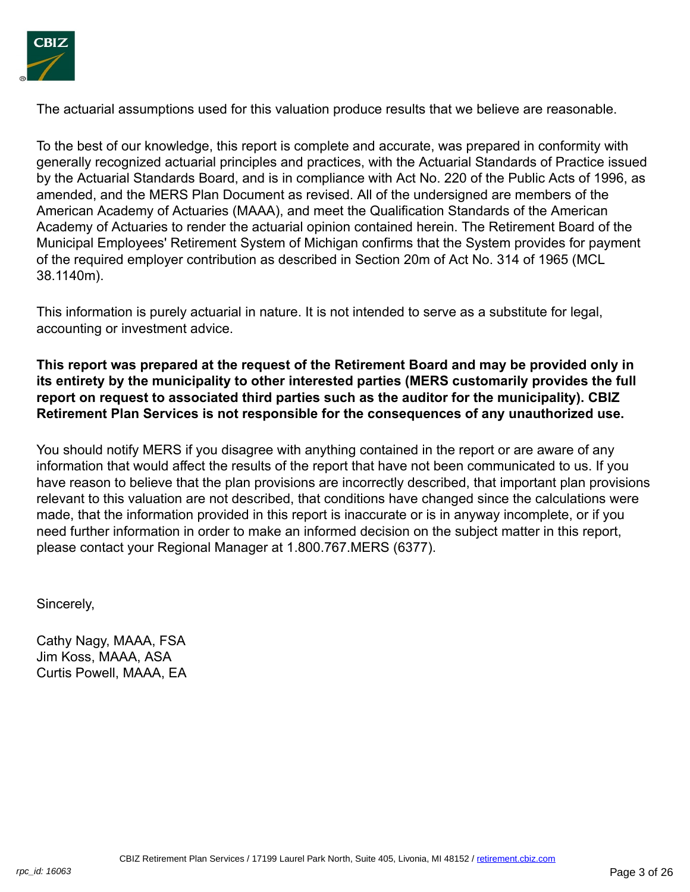The actuarial assumptions used for this valuation produce results that we believe are reasonable.

To the best of our knowledge, this report is complete and accurate, was prepared in conformity with generally recognized actuarial principles and practices, with the Actuarial Standards of Practice issued by the Actuarial Standards Board, and is in compliance with Act No. 220 of the Public Acts of 1996, as amended, and the MERS Plan Document as revised. All of the undersigned are members of the American Academy of Actuaries (MAAA), and meet the Qualification Standards of the American Academy of Actuaries to render the actuarial opinion contained herein. The Retirement Board of the Municipal Employees' Retirement System of Michigan confirms that the System provides for payment of the required employer contribution as described in Section 20m of Act No. 314 of 1965 (MCL 38.1140m).

This information is purely actuarial in nature. It is not intended to serve as a substitute for legal, accounting or investment advice.

**This report was prepared at the request of the Retirement Board and may be provided only in its entirety by the municipality to other interested parties (MERS customarily provides the full report on request to associated third parties such as the auditor for the municipality). CBIZ Retirement Plan Services is not responsible for the consequences of any unauthorized use.**

You should notify MERS if you disagree with anything contained in the report or are aware of any information that would affect the results of the report that have not been communicated to us. If you have reason to believe that the plan provisions are incorrectly described, that important plan provisions relevant to this valuation are not described, that conditions have changed since the calculations were made, that the information provided in this report is inaccurate or is in anyway incomplete, or if you need further information in order to make an informed decision on the subject matter in this report, please contact your Regional Manager at 1.800.767.MERS (6377).

Sincerely,

Cathy Nagy, MAAA, FSA
Jim Koss, MAAA, ASA
Curtis Powell, MAAA, EA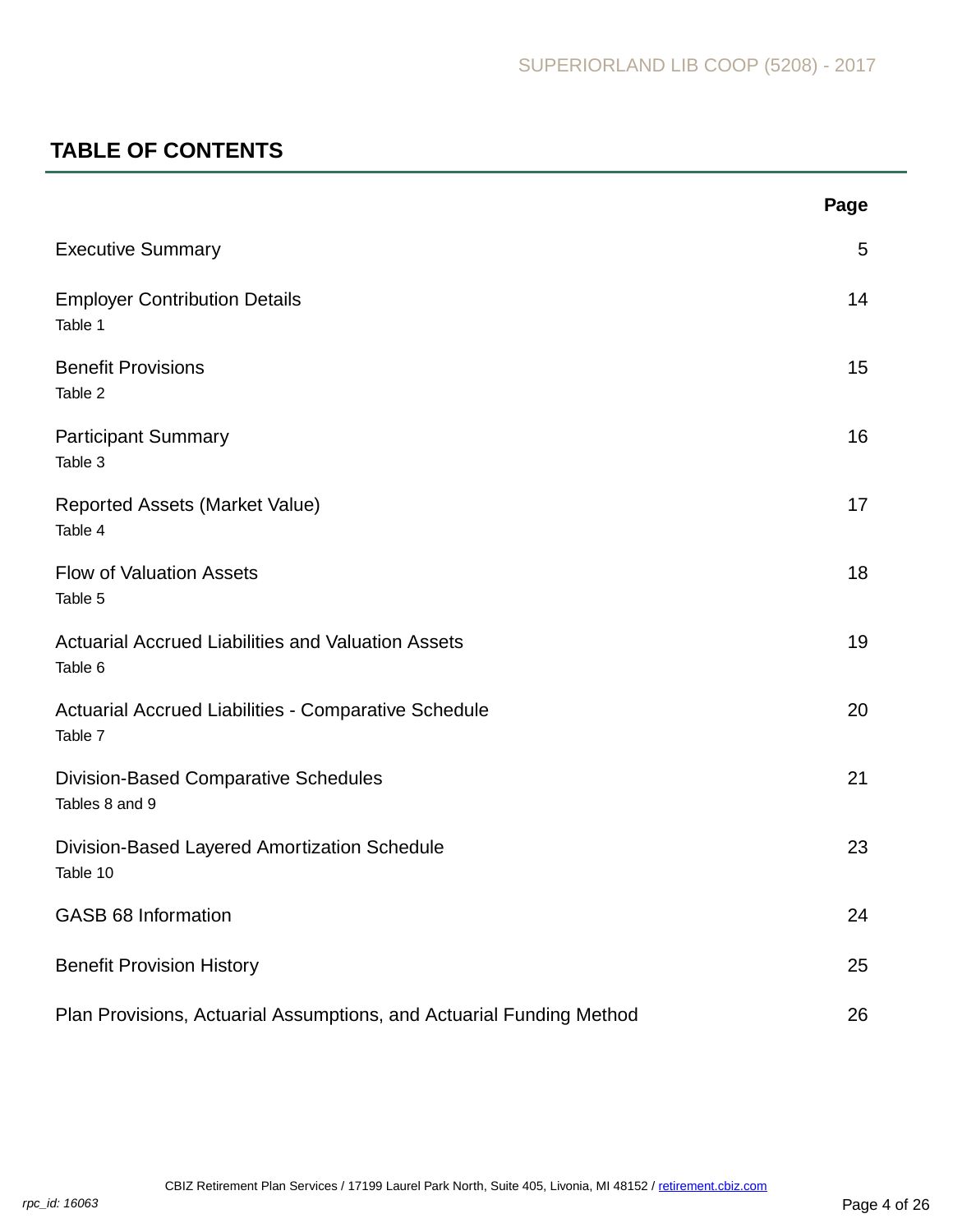## TABLE OF CONTENTS

| | Page |
|---|---|
| Executive Summary | 5 |
| Employer Contribution Details<br>Table 1 | 14 |
| Benefit Provisions<br>Table 2 | 15 |
| Participant Summary<br>Table 3 | 16 |
| Reported Assets (Market Value)<br>Table 4 | 17 |
| Flow of Valuation Assets<br>Table 5 | 18 |
| Actuarial Accrued Liabilities and Valuation Assets<br>Table 6 | 19 |
| Actuarial Accrued Liabilities - Comparative Schedule<br>Table 7 | 20 |
| Division-Based Comparative Schedules<br>Tables 8 and 9 | 21 |
| Division-Based Layered Amortization Schedule<br>Table 10 | 23 |
| GASB 68 Information | 24 |
| Benefit Provision History | 25 |
| Plan Provisions, Actuarial Assumptions, and Actuarial Funding Method | 26 |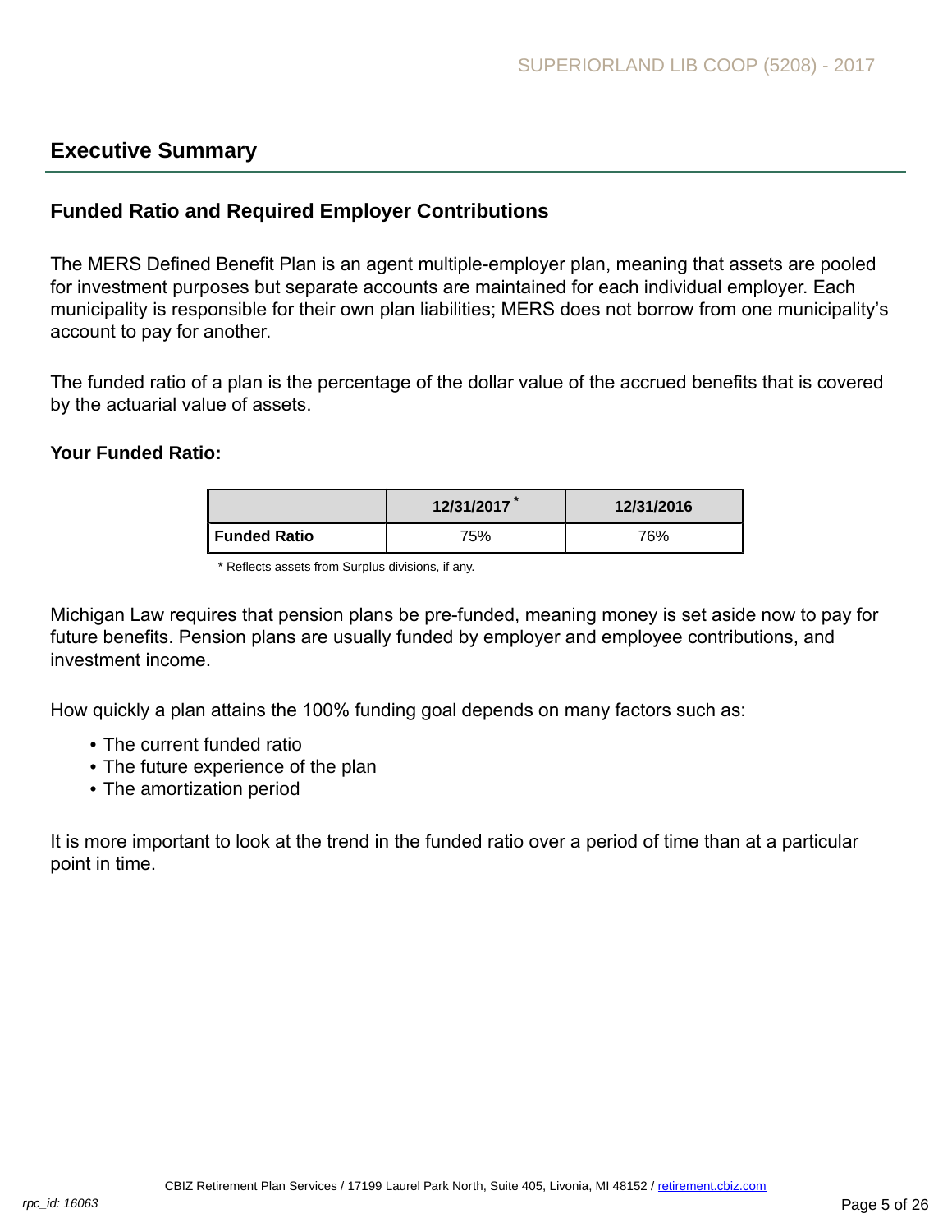## Executive Summary

### Funded Ratio and Required Employer Contributions

The MERS Defined Benefit Plan is an agent multiple-employer plan, meaning that assets are pooled for investment purposes but separate accounts are maintained for each individual employer. Each municipality is responsible for their own plan liabilities; MERS does not borrow from one municipality's account to pay for another.

The funded ratio of a plan is the percentage of the dollar value of the accrued benefits that is covered by the actuarial value of assets.

**Your Funded Ratio:**

| | 12/31/2017 * | 12/31/2016 |
|---|---|---|
| **Funded Ratio** | 75% | 76% |

\* Reflects assets from Surplus divisions, if any.

Michigan Law requires that pension plans be pre-funded, meaning money is set aside now to pay for future benefits. Pension plans are usually funded by employer and employee contributions, and investment income.

How quickly a plan attains the 100% funding goal depends on many factors such as:

- The current funded ratio
- The future experience of the plan
- The amortization period

It is more important to look at the trend in the funded ratio over a period of time than at a particular point in time.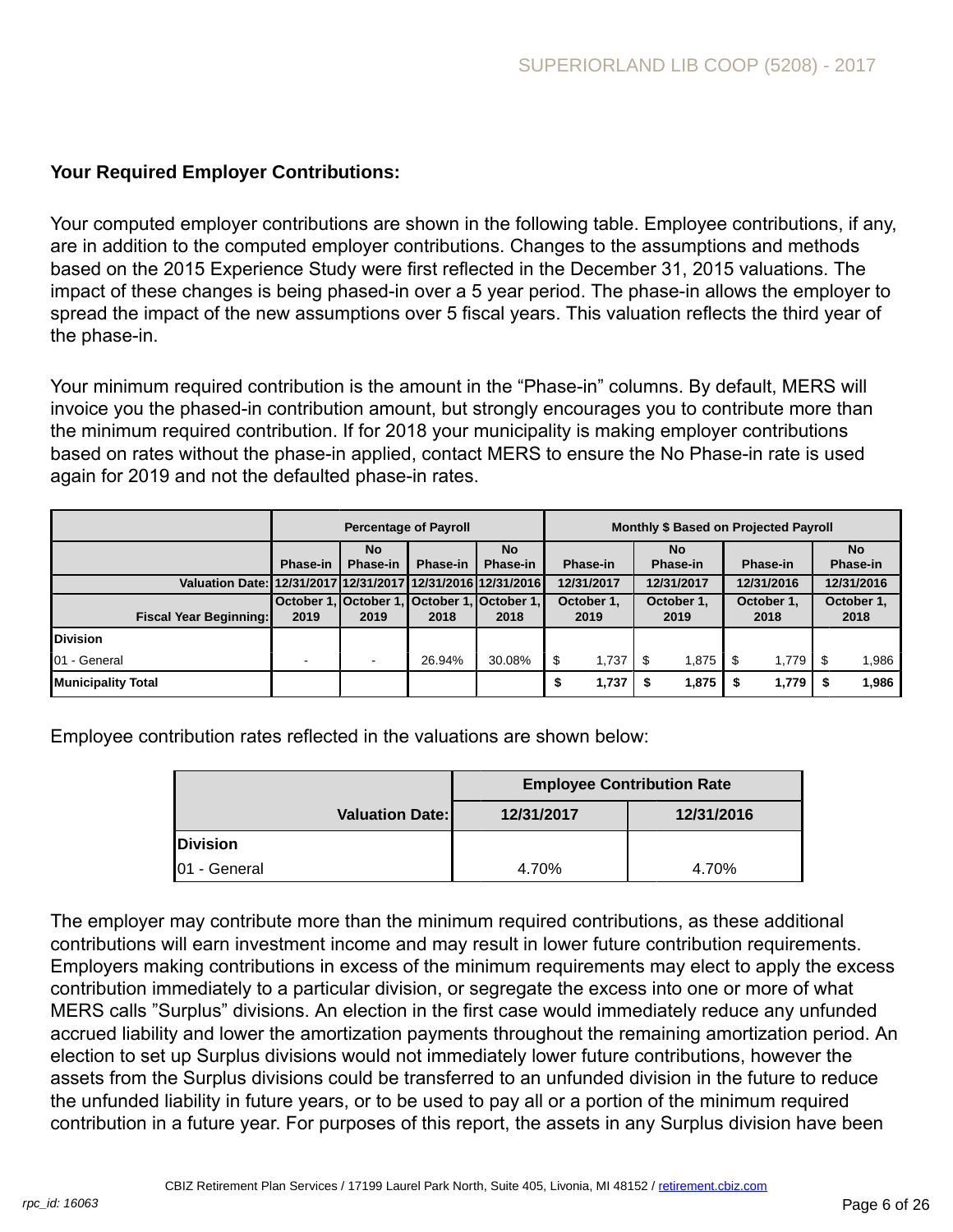**Your Required Employer Contributions:**

Your computed employer contributions are shown in the following table. Employee contributions, if any, are in addition to the computed employer contributions. Changes to the assumptions and methods based on the 2015 Experience Study were first reflected in the December 31, 2015 valuations. The impact of these changes is being phased-in over a 5 year period. The phase-in allows the employer to spread the impact of the new assumptions over 5 fiscal years. This valuation reflects the third year of the phase-in.

Your minimum required contribution is the amount in the "Phase-in" columns. By default, MERS will invoice you the phased-in contribution amount, but strongly encourages you to contribute more than the minimum required contribution. If for 2018 your municipality is making employer contributions based on rates without the phase-in applied, contact MERS to ensure the No Phase-in rate is used again for 2019 and not the defaulted phase-in rates.

| | Percentage of Payroll | | | | Monthly $ Based on Projected Payroll | | | |
|---|---|---|---|---|---|---|---|---|
| | Phase-in | No Phase-in | Phase-in | No Phase-in | Phase-in | No Phase-in | Phase-in | No Phase-in |
| Valuation Date: | 12/31/2017 | 12/31/2017 | 12/31/2016 | 12/31/2016 | 12/31/2017 | 12/31/2017 | 12/31/2016 | 12/31/2016 |
| Fiscal Year Beginning: | October 1, 2019 | October 1, 2019 | October 1, 2018 | October 1, 2018 | October 1, 2019 | October 1, 2019 | October 1, 2018 | October 1, 2018 |
| **Division** | | | | | | | | |
| 01 - General | - | - | 26.94% | 30.08% | $ 1,737 | $ 1,875 | $ 1,779 | $ 1,986 |
| **Municipality Total** | | | | | **$ 1,737** | **$ 1,875** | **$ 1,779** | **$ 1,986** |

Employee contribution rates reflected in the valuations are shown below:

| | Employee Contribution Rate | |
|---|---|---|
| Valuation Date: | 12/31/2017 | 12/31/2016 |
| **Division** | | |
| 01 - General | 4.70% | 4.70% |

The employer may contribute more than the minimum required contributions, as these additional contributions will earn investment income and may result in lower future contribution requirements. Employers making contributions in excess of the minimum requirements may elect to apply the excess contribution immediately to a particular division, or segregate the excess into one or more of what MERS calls "Surplus" divisions. An election in the first case would immediately reduce any unfunded accrued liability and lower the amortization payments throughout the remaining amortization period. An election to set up Surplus divisions would not immediately lower future contributions, however the assets from the Surplus divisions could be transferred to an unfunded division in the future to reduce the unfunded liability in future years, or to be used to pay all or a portion of the minimum required contribution in a future year. For purposes of this report, the assets in any Surplus division have been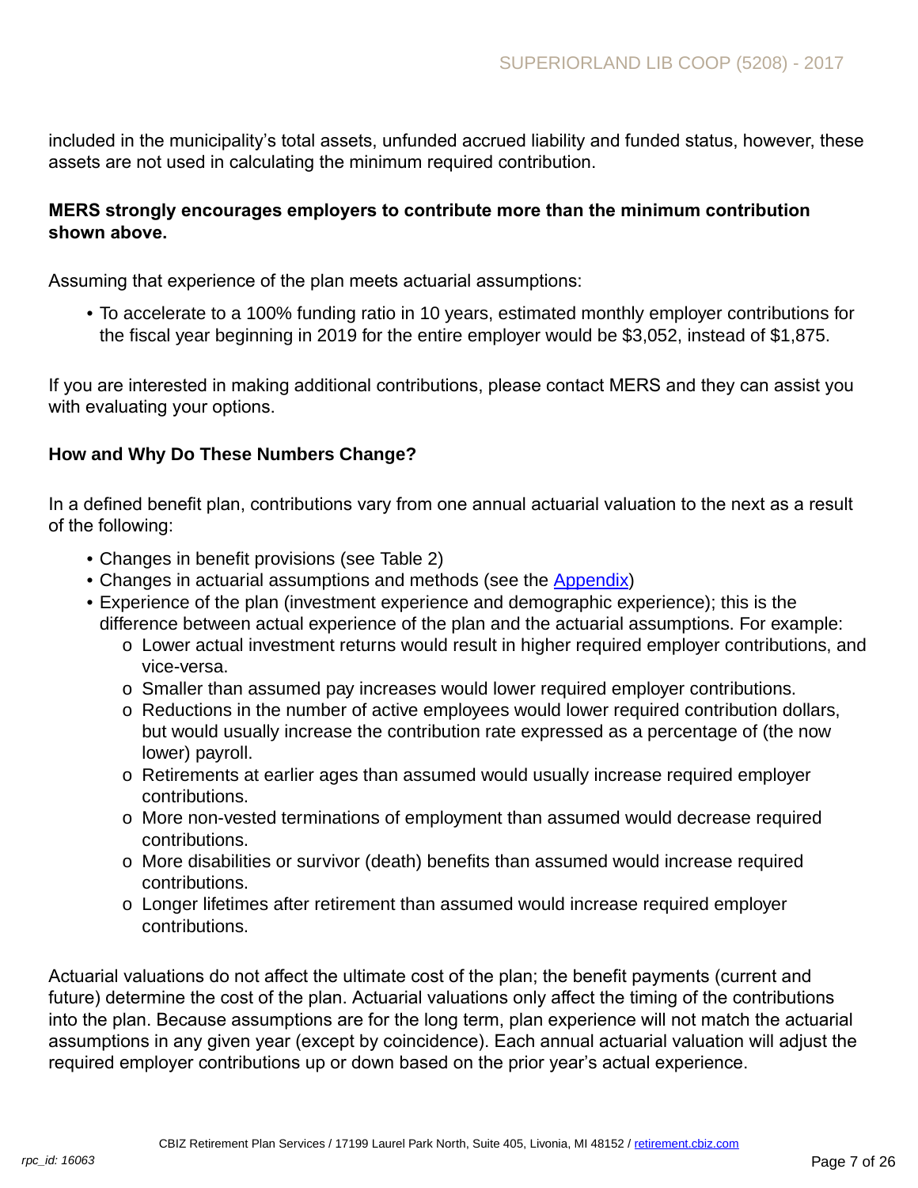included in the municipality's total assets, unfunded accrued liability and funded status, however, these assets are not used in calculating the minimum required contribution.

**MERS strongly encourages employers to contribute more than the minimum contribution shown above.**

Assuming that experience of the plan meets actuarial assumptions:

- To accelerate to a 100% funding ratio in 10 years, estimated monthly employer contributions for the fiscal year beginning in 2019 for the entire employer would be $3,052, instead of $1,875.

If you are interested in making additional contributions, please contact MERS and they can assist you with evaluating your options.

**How and Why Do These Numbers Change?**

In a defined benefit plan, contributions vary from one annual actuarial valuation to the next as a result of the following:

- Changes in benefit provisions (see Table 2)
- Changes in actuarial assumptions and methods (see the Appendix)
- Experience of the plan (investment experience and demographic experience); this is the difference between actual experience of the plan and the actuarial assumptions. For example:
  - Lower actual investment returns would result in higher required employer contributions, and vice-versa.
  - Smaller than assumed pay increases would lower required employer contributions.
  - Reductions in the number of active employees would lower required contribution dollars, but would usually increase the contribution rate expressed as a percentage of (the now lower) payroll.
  - Retirements at earlier ages than assumed would usually increase required employer contributions.
  - More non-vested terminations of employment than assumed would decrease required contributions.
  - More disabilities or survivor (death) benefits than assumed would increase required contributions.
  - Longer lifetimes after retirement than assumed would increase required employer contributions.

Actuarial valuations do not affect the ultimate cost of the plan; the benefit payments (current and future) determine the cost of the plan. Actuarial valuations only affect the timing of the contributions into the plan. Because assumptions are for the long term, plan experience will not match the actuarial assumptions in any given year (except by coincidence). Each annual actuarial valuation will adjust the required employer contributions up or down based on the prior year's actual experience.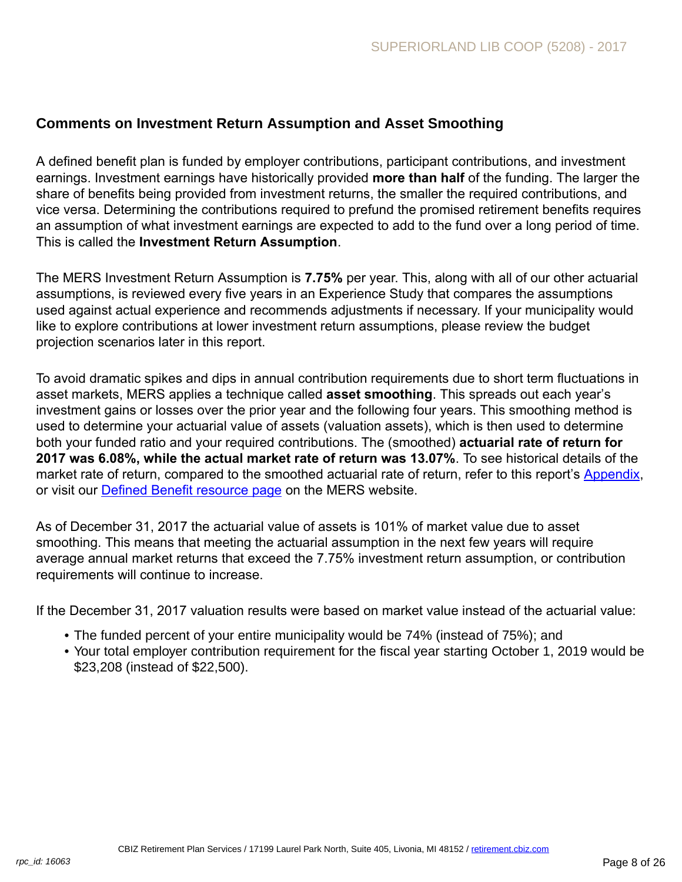## Comments on Investment Return Assumption and Asset Smoothing

A defined benefit plan is funded by employer contributions, participant contributions, and investment earnings. Investment earnings have historically provided **more than half** of the funding. The larger the share of benefits being provided from investment returns, the smaller the required contributions, and vice versa. Determining the contributions required to prefund the promised retirement benefits requires an assumption of what investment earnings are expected to add to the fund over a long period of time. This is called the **Investment Return Assumption**.

The MERS Investment Return Assumption is **7.75%** per year. This, along with all of our other actuarial assumptions, is reviewed every five years in an Experience Study that compares the assumptions used against actual experience and recommends adjustments if necessary. If your municipality would like to explore contributions at lower investment return assumptions, please review the budget projection scenarios later in this report.

To avoid dramatic spikes and dips in annual contribution requirements due to short term fluctuations in asset markets, MERS applies a technique called **asset smoothing**. This spreads out each year's investment gains or losses over the prior year and the following four years. This smoothing method is used to determine your actuarial value of assets (valuation assets), which is then used to determine both your funded ratio and your required contributions. The (smoothed) **actuarial rate of return for 2017 was 6.08%, while the actual market rate of return was 13.07%**. To see historical details of the market rate of return, compared to the smoothed actuarial rate of return, refer to this report's Appendix, or visit our Defined Benefit resource page on the MERS website.

As of December 31, 2017 the actuarial value of assets is 101% of market value due to asset smoothing. This means that meeting the actuarial assumption in the next few years will require average annual market returns that exceed the 7.75% investment return assumption, or contribution requirements will continue to increase.

If the December 31, 2017 valuation results were based on market value instead of the actuarial value:

- The funded percent of your entire municipality would be 74% (instead of 75%); and
- Your total employer contribution requirement for the fiscal year starting October 1, 2019 would be $23,208 (instead of $22,500).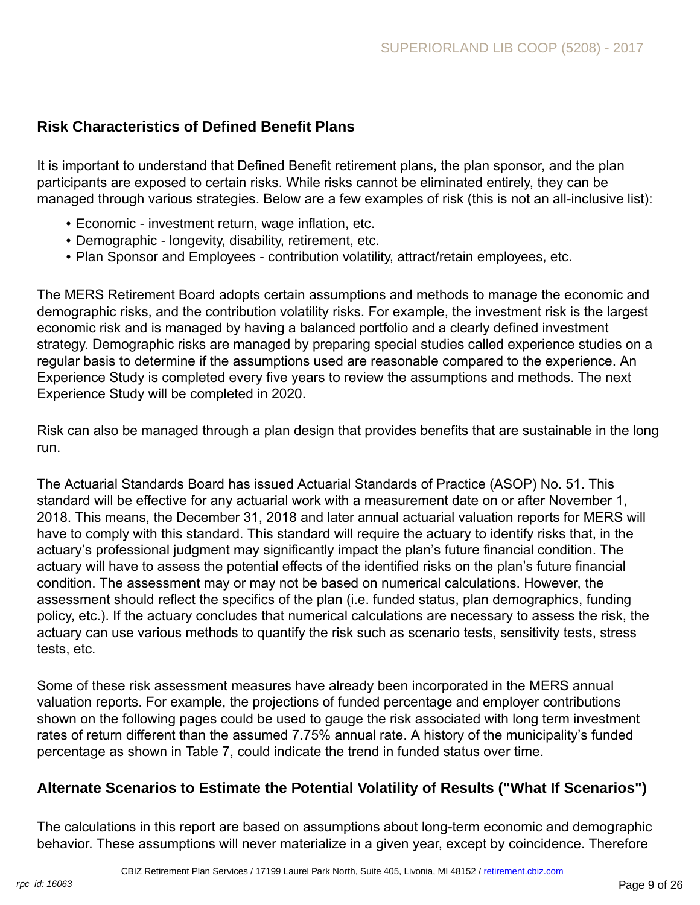## Risk Characteristics of Defined Benefit Plans

It is important to understand that Defined Benefit retirement plans, the plan sponsor, and the plan participants are exposed to certain risks. While risks cannot be eliminated entirely, they can be managed through various strategies. Below are a few examples of risk (this is not an all-inclusive list):

- Economic - investment return, wage inflation, etc.
- Demographic - longevity, disability, retirement, etc.
- Plan Sponsor and Employees - contribution volatility, attract/retain employees, etc.

The MERS Retirement Board adopts certain assumptions and methods to manage the economic and demographic risks, and the contribution volatility risks. For example, the investment risk is the largest economic risk and is managed by having a balanced portfolio and a clearly defined investment strategy. Demographic risks are managed by preparing special studies called experience studies on a regular basis to determine if the assumptions used are reasonable compared to the experience. An Experience Study is completed every five years to review the assumptions and methods. The next Experience Study will be completed in 2020.

Risk can also be managed through a plan design that provides benefits that are sustainable in the long run.

The Actuarial Standards Board has issued Actuarial Standards of Practice (ASOP) No. 51. This standard will be effective for any actuarial work with a measurement date on or after November 1, 2018. This means, the December 31, 2018 and later annual actuarial valuation reports for MERS will have to comply with this standard. This standard will require the actuary to identify risks that, in the actuary's professional judgment may significantly impact the plan's future financial condition. The actuary will have to assess the potential effects of the identified risks on the plan's future financial condition. The assessment may or may not be based on numerical calculations. However, the assessment should reflect the specifics of the plan (i.e. funded status, plan demographics, funding policy, etc.). If the actuary concludes that numerical calculations are necessary to assess the risk, the actuary can use various methods to quantify the risk such as scenario tests, sensitivity tests, stress tests, etc.

Some of these risk assessment measures have already been incorporated in the MERS annual valuation reports. For example, the projections of funded percentage and employer contributions shown on the following pages could be used to gauge the risk associated with long term investment rates of return different than the assumed 7.75% annual rate. A history of the municipality's funded percentage as shown in Table 7, could indicate the trend in funded status over time.

## Alternate Scenarios to Estimate the Potential Volatility of Results ("What If Scenarios")

The calculations in this report are based on assumptions about long-term economic and demographic behavior. These assumptions will never materialize in a given year, except by coincidence. Therefore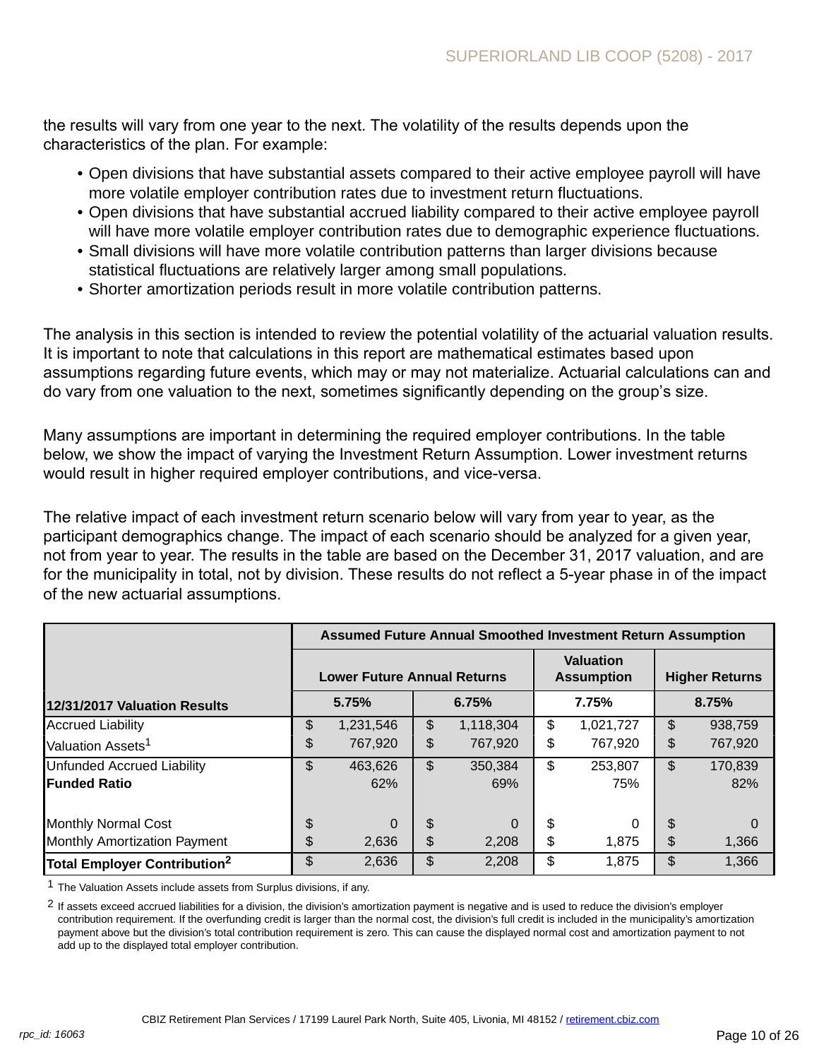the results will vary from one year to the next. The volatility of the results depends upon the characteristics of the plan. For example:

- Open divisions that have substantial assets compared to their active employee payroll will have more volatile employer contribution rates due to investment return fluctuations.
- Open divisions that have substantial accrued liability compared to their active employee payroll will have more volatile employer contribution rates due to demographic experience fluctuations.
- Small divisions will have more volatile contribution patterns than larger divisions because statistical fluctuations are relatively larger among small populations.
- Shorter amortization periods result in more volatile contribution patterns.

The analysis in this section is intended to review the potential volatility of the actuarial valuation results. It is important to note that calculations in this report are mathematical estimates based upon assumptions regarding future events, which may or may not materialize. Actuarial calculations can and do vary from one valuation to the next, sometimes significantly depending on the group's size.

Many assumptions are important in determining the required employer contributions. In the table below, we show the impact of varying the Investment Return Assumption. Lower investment returns would result in higher required employer contributions, and vice-versa.

The relative impact of each investment return scenario below will vary from year to year, as the participant demographics change. The impact of each scenario should be analyzed for a given year, not from year to year. The results in the table are based on the December 31, 2017 valuation, and are for the municipality in total, not by division. These results do not reflect a 5-year phase in of the impact of the new actuarial assumptions.

| | **Assumed Future Annual Smoothed Investment Return Assumption** | | | |
|---|---|---|---|---|
| | **Lower Future Annual Returns** | | **Valuation Assumption** | **Higher Returns** |
| **12/31/2017 Valuation Results** | **5.75%** | **6.75%** | **7.75%** | **8.75%** |
| Accrued Liability | $ 1,231,546 | $ 1,118,304 | $ 1,021,727 | $ 938,759 |
| Valuation Assets[1] | $ 767,920 | $ 767,920 | $ 767,920 | $ 767,920 |
| Unfunded Accrued Liability | $ 463,626 | $ 350,384 | $ 253,807 | $ 170,839 |
| **Funded Ratio** | 62% | 69% | 75% | 82% |
| | | | | |
| Monthly Normal Cost | $ 0 | $ 0 | $ 0 | $ 0 |
| Monthly Amortization Payment | $ 2,636 | $ 2,208 | $ 1,875 | $ 1,366 |
| **Total Employer Contribution[2]** | $ 2,636 | $ 2,208 | $ 1,875 | $ 1,366 |

[1] The Valuation Assets include assets from Surplus divisions, if any.

[2] If assets exceed accrued liabilities for a division, the division's amortization payment is negative and is used to reduce the division's employer contribution requirement. If the overfunding credit is larger than the normal cost, the division's full credit is included in the municipality's amortization payment above but the division's total contribution requirement is zero. This can cause the displayed normal cost and amortization payment to not add up to the displayed total employer contribution.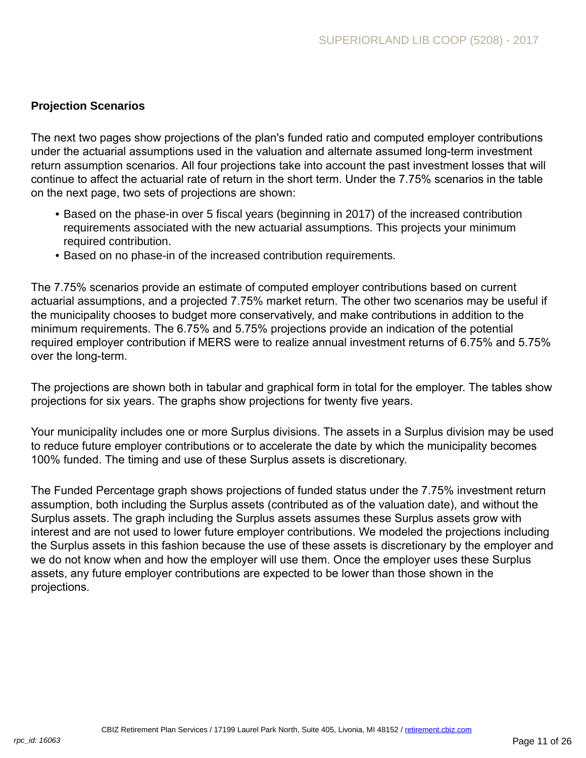## Projection Scenarios

The next two pages show projections of the plan's funded ratio and computed employer contributions under the actuarial assumptions used in the valuation and alternate assumed long-term investment return assumption scenarios. All four projections take into account the past investment losses that will continue to affect the actuarial rate of return in the short term. Under the 7.75% scenarios in the table on the next page, two sets of projections are shown:

- Based on the phase-in over 5 fiscal years (beginning in 2017) of the increased contribution requirements associated with the new actuarial assumptions. This projects your minimum required contribution.
- Based on no phase-in of the increased contribution requirements.

The 7.75% scenarios provide an estimate of computed employer contributions based on current actuarial assumptions, and a projected 7.75% market return. The other two scenarios may be useful if the municipality chooses to budget more conservatively, and make contributions in addition to the minimum requirements. The 6.75% and 5.75% projections provide an indication of the potential required employer contribution if MERS were to realize annual investment returns of 6.75% and 5.75% over the long-term.

The projections are shown both in tabular and graphical form in total for the employer. The tables show projections for six years. The graphs show projections for twenty five years.

Your municipality includes one or more Surplus divisions. The assets in a Surplus division may be used to reduce future employer contributions or to accelerate the date by which the municipality becomes 100% funded. The timing and use of these Surplus assets is discretionary.

The Funded Percentage graph shows projections of funded status under the 7.75% investment return assumption, both including the Surplus assets (contributed as of the valuation date), and without the Surplus assets. The graph including the Surplus assets assumes these Surplus assets grow with interest and are not used to lower future employer contributions. We modeled the projections including the Surplus assets in this fashion because the use of these assets is discretionary by the employer and we do not know when and how the employer will use them. Once the employer uses these Surplus assets, any future employer contributions are expected to be lower than those shown in the projections.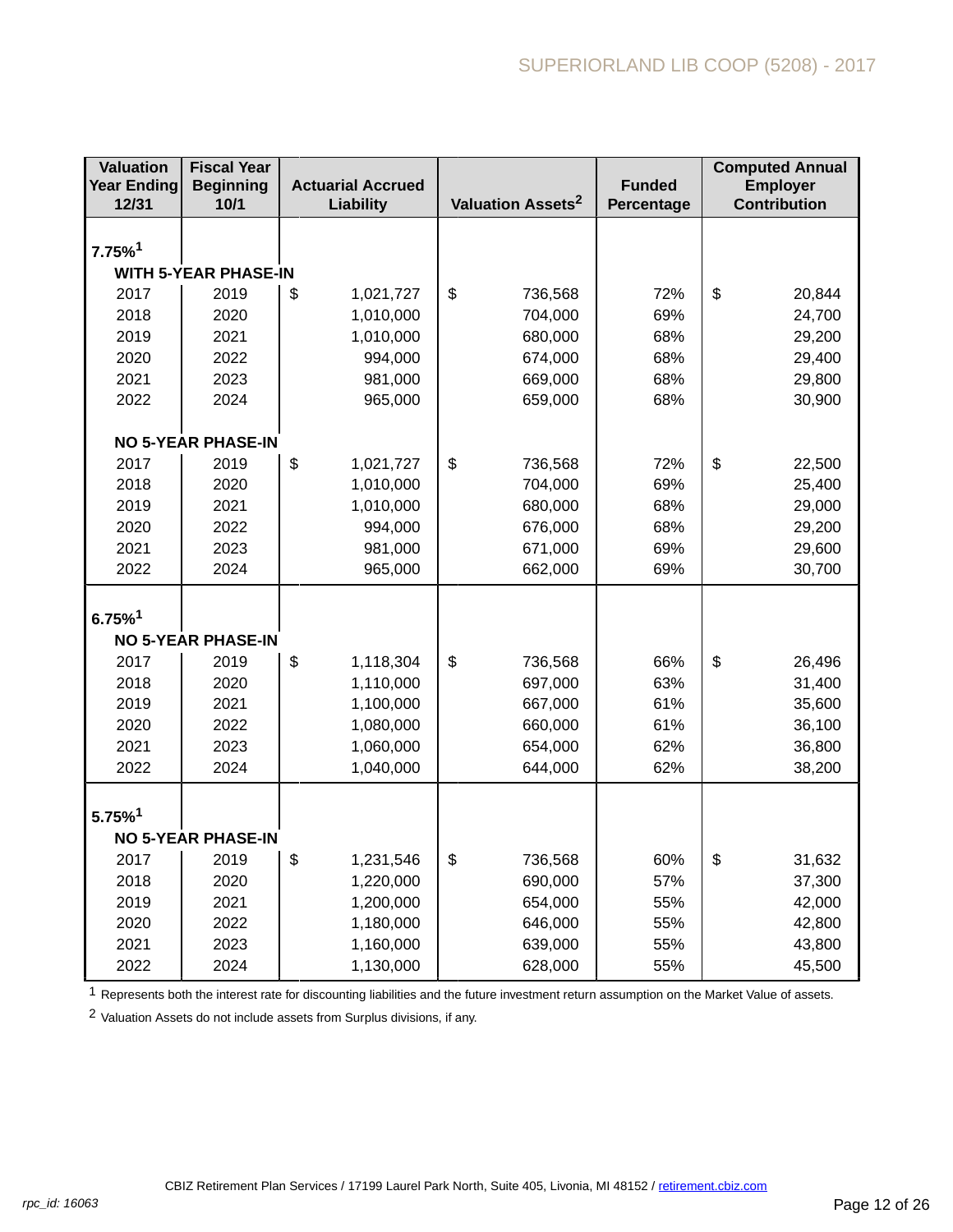| Valuation Year Ending 12/31 | Fiscal Year Beginning 10/1 | Actuarial Accrued Liability | Valuation Assets[2] | Funded Percentage | Computed Annual Employer Contribution |
|---|---|---|---|---|---|
| **7.75%[1]** | | | | | |
| **WITH 5-YEAR PHASE-IN** | | | | | |
| 2017 | 2019 | $ 1,021,727 | $ 736,568 | 72% | $ 20,844 |
| 2018 | 2020 | 1,010,000 | 704,000 | 69% | 24,700 |
| 2019 | 2021 | 1,010,000 | 680,000 | 68% | 29,200 |
| 2020 | 2022 | 994,000 | 674,000 | 68% | 29,400 |
| 2021 | 2023 | 981,000 | 669,000 | 68% | 29,800 |
| 2022 | 2024 | 965,000 | 659,000 | 68% | 30,900 |
| **NO 5-YEAR PHASE-IN** | | | | | |
| 2017 | 2019 | $ 1,021,727 | $ 736,568 | 72% | $ 22,500 |
| 2018 | 2020 | 1,010,000 | 704,000 | 69% | 25,400 |
| 2019 | 2021 | 1,010,000 | 680,000 | 68% | 29,000 |
| 2020 | 2022 | 994,000 | 676,000 | 68% | 29,200 |
| 2021 | 2023 | 981,000 | 671,000 | 69% | 29,600 |
| 2022 | 2024 | 965,000 | 662,000 | 69% | 30,700 |
| **6.75%[1]** | | | | | |
| **NO 5-YEAR PHASE-IN** | | | | | |
| 2017 | 2019 | $ 1,118,304 | $ 736,568 | 66% | $ 26,496 |
| 2018 | 2020 | 1,110,000 | 697,000 | 63% | 31,400 |
| 2019 | 2021 | 1,100,000 | 667,000 | 61% | 35,600 |
| 2020 | 2022 | 1,080,000 | 660,000 | 61% | 36,100 |
| 2021 | 2023 | 1,060,000 | 654,000 | 62% | 36,800 |
| 2022 | 2024 | 1,040,000 | 644,000 | 62% | 38,200 |
| **5.75%[1]** | | | | | |
| **NO 5-YEAR PHASE-IN** | | | | | |
| 2017 | 2019 | $ 1,231,546 | $ 736,568 | 60% | $ 31,632 |
| 2018 | 2020 | 1,220,000 | 690,000 | 57% | 37,300 |
| 2019 | 2021 | 1,200,000 | 654,000 | 55% | 42,000 |
| 2020 | 2022 | 1,180,000 | 646,000 | 55% | 42,800 |
| 2021 | 2023 | 1,160,000 | 639,000 | 55% | 43,800 |
| 2022 | 2024 | 1,130,000 | 628,000 | 55% | 45,500 |

[1] Represents both the interest rate for discounting liabilities and the future investment return assumption on the Market Value of assets.

[2] Valuation Assets do not include assets from Surplus divisions, if any.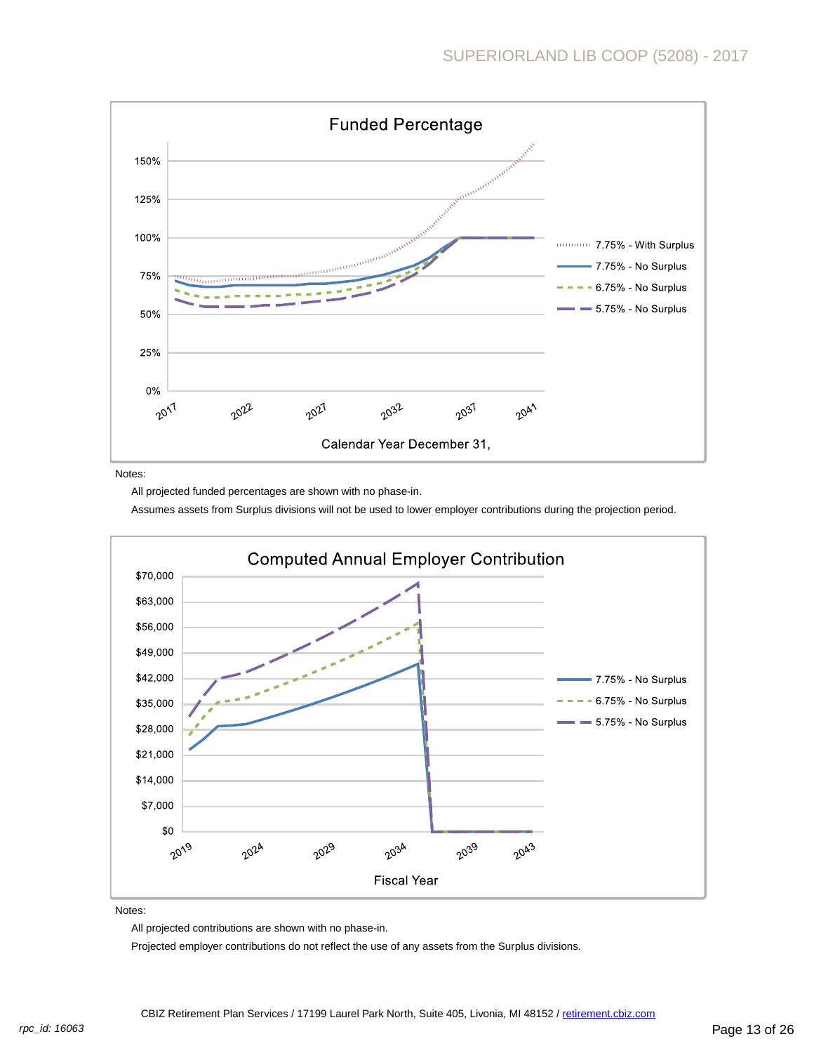## Funded Percentage

Notes:

All projected funded percentages are shown with no phase-in.

Assumes assets from Surplus divisions will not be used to lower employer contributions during the projection period.

## Computed Annual Employer Contribution

Notes:

All projected contributions are shown with no phase-in.

Projected employer contributions do not reflect the use of any assets from the Surplus divisions.

CBIZ Retirement Plan Services / 17199 Laurel Park North, Suite 405, Livonia, MI 48152 / retirement.cbiz.com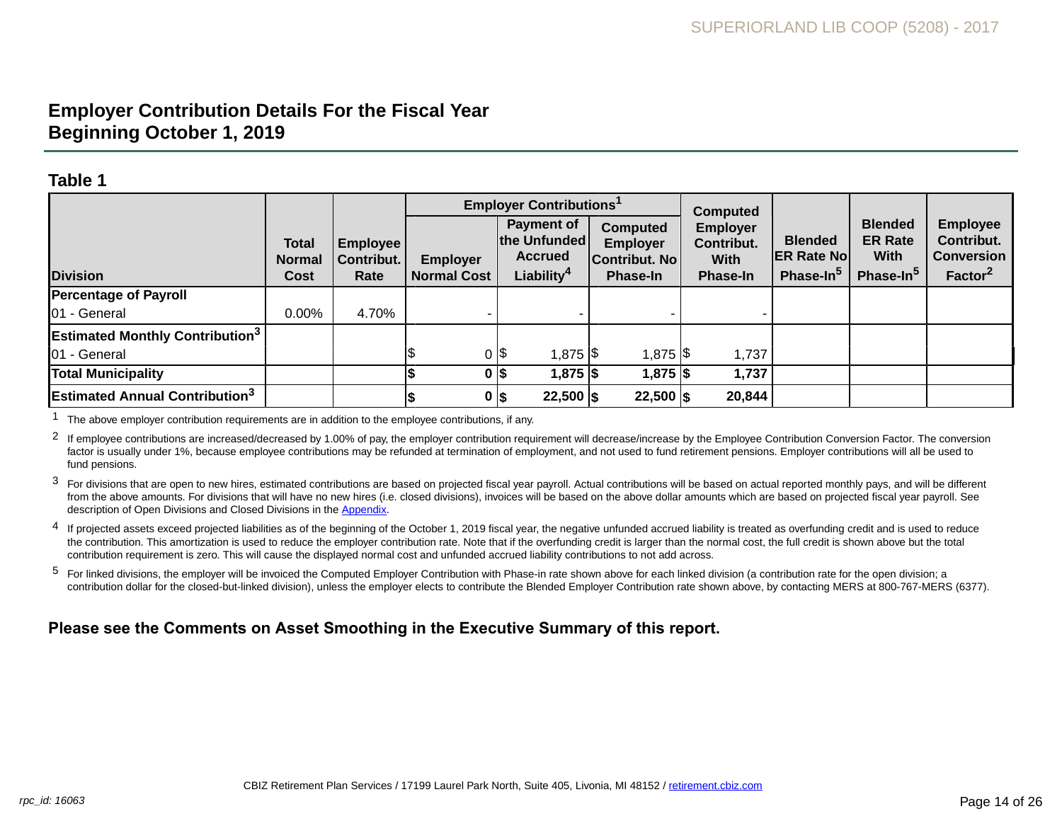## Employer Contribution Details For the Fiscal Year Beginning October 1, 2019

### Table 1

| Division | Total Normal Cost | Employee Contribut. Rate | Employer Contributions[1] | | | Computed Employer Contribut. With Phase-In | Blended ER Rate No Phase-In[5] | Blended ER Rate With Phase-In[5] | Employee Contribut. Conversion Factor[2] |
|---|---|---|---|---|---|---|---|---|---|
| | | | Employer Normal Cost | Payment of the Unfunded Accrued Liability[4] | Computed Employer Contribut. No Phase-In | | | | |
| **Percentage of Payroll** | | | | | | | | | |
| 01 - General | 0.00% | 4.70% | - | - | - | - | | | |
| **Estimated Monthly Contribution[3]** | | | | | | | | | |
| 01 - General | | | $ 0 | $ 1,875 | $ 1,875 | $ 1,737 | | | |
| **Total Municipality** | | | **$ 0** | **$ 1,875** | **$ 1,875** | **$ 1,737** | | | |
| **Estimated Annual Contribution[3]** | | | **$ 0** | **$ 22,500** | **$ 22,500** | **$ 20,844** | | | |

1 The above employer contribution requirements are in addition to the employee contributions, if any.

2 If employee contributions are increased/decreased by 1.00% of pay, the employer contribution requirement will decrease/increase by the Employee Contribution Conversion Factor. The conversion factor is usually under 1%, because employee contributions may be refunded at termination of employment, and not used to fund retirement pensions. Employer contributions will all be used to fund pensions.

3 For divisions that are open to new hires, estimated contributions are based on projected fiscal year payroll. Actual contributions will be based on actual reported monthly pays, and will be different from the above amounts. For divisions that will have no new hires (i.e. closed divisions), invoices will be based on the above dollar amounts which are based on projected fiscal year payroll. See description of Open Divisions and Closed Divisions in the Appendix.

4 If projected assets exceed projected liabilities as of the beginning of the October 1, 2019 fiscal year, the negative unfunded accrued liability is treated as overfunding credit and is used to reduce the contribution. This amortization is used to reduce the employer contribution rate. Note that if the overfunding credit is larger than the normal cost, the full credit is shown above but the total contribution requirement is zero. This will cause the displayed normal cost and unfunded accrued liability contributions to not add across.

5 For linked divisions, the employer will be invoiced the Computed Employer Contribution with Phase-in rate shown above for each linked division (a contribution rate for the open division; a contribution dollar for the closed-but-linked division), unless the employer elects to contribute the Blended Employer Contribution rate shown above, by contacting MERS at 800-767-MERS (6377).

**Please see the Comments on Asset Smoothing in the Executive Summary of this report.**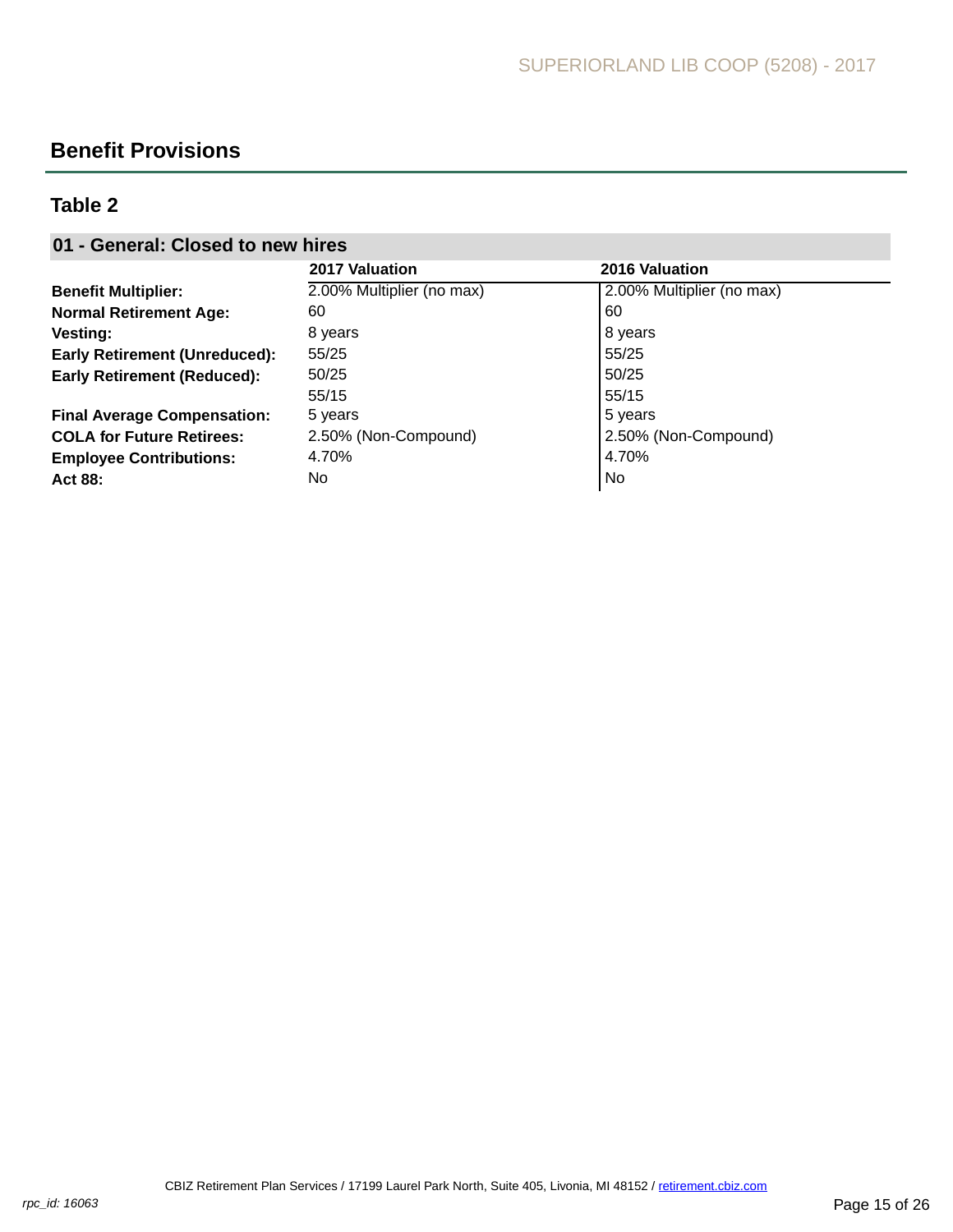## Benefit Provisions

### Table 2

| 01 - General: Closed to new hires | | |
|---|---|---|
| | **2017 Valuation** | **2016 Valuation** |
| **Benefit Multiplier:** | 2.00% Multiplier (no max) | 2.00% Multiplier (no max) |
| **Normal Retirement Age:** | 60 | 60 |
| **Vesting:** | 8 years | 8 years |
| **Early Retirement (Unreduced):** | 55/25 | 55/25 |
| **Early Retirement (Reduced):** | 50/25<br>55/15 | 50/25<br>55/15 |
| **Final Average Compensation:** | 5 years | 5 years |
| **COLA for Future Retirees:** | 2.50% (Non-Compound) | 2.50% (Non-Compound) |
| **Employee Contributions:** | 4.70% | 4.70% |
| **Act 88:** | No | No |

CBIZ Retirement Plan Services / 17199 Laurel Park North, Suite 405, Livonia, MI 48152 / retirement.cbiz.com

*rpc_id: 16063*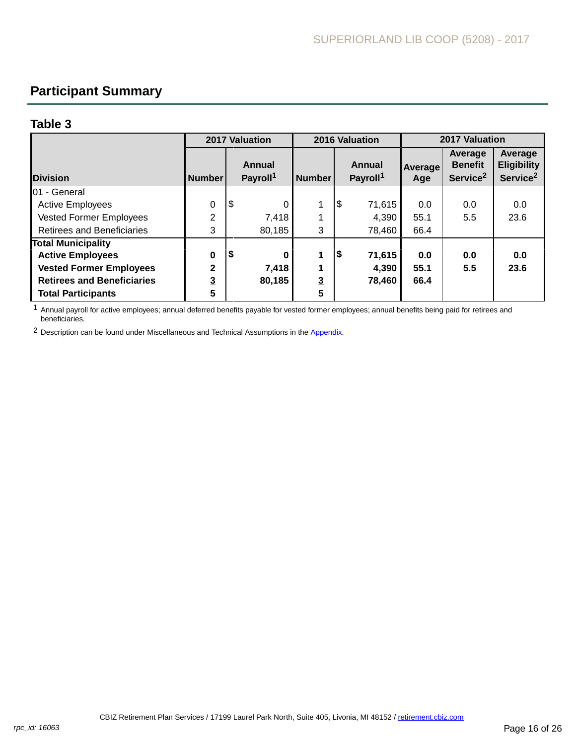## Participant Summary

### Table 3

| Division | 2017 Valuation | | 2016 Valuation | | 2017 Valuation | | |
|---|---|---|---|---|---|---|---|
| | Number | Annual Payroll[1] | Number | Annual Payroll[1] | Average Age | Average Benefit Service[2] | Average Eligibility Service[2] |
| 01 - General | | | | | | | |
| Active Employees | 0 | $ 0 | 1 | $ 71,615 | 0.0 | 0.0 | 0.0 |
| Vested Former Employees | 2 | 7,418 | 1 | 4,390 | 55.1 | 5.5 | 23.6 |
| Retirees and Beneficiaries | 3 | 80,185 | 3 | 78,460 | 66.4 | | |
| **Total Municipality** | | | | | | | |
| **Active Employees** | **0** | **$ 0** | **1** | **$ 71,615** | **0.0** | **0.0** | **0.0** |
| **Vested Former Employees** | **2** | **7,418** | **1** | **4,390** | **55.1** | **5.5** | **23.6** |
| **Retirees and Beneficiaries** | **3** | **80,185** | **3** | **78,460** | **66.4** | | |
| **Total Participants** | **5** | | **5** | | | | |

[1] Annual payroll for active employees; annual deferred benefits payable for vested former employees; annual benefits being paid for retirees and beneficiaries.

[2] Description can be found under Miscellaneous and Technical Assumptions in the Appendix.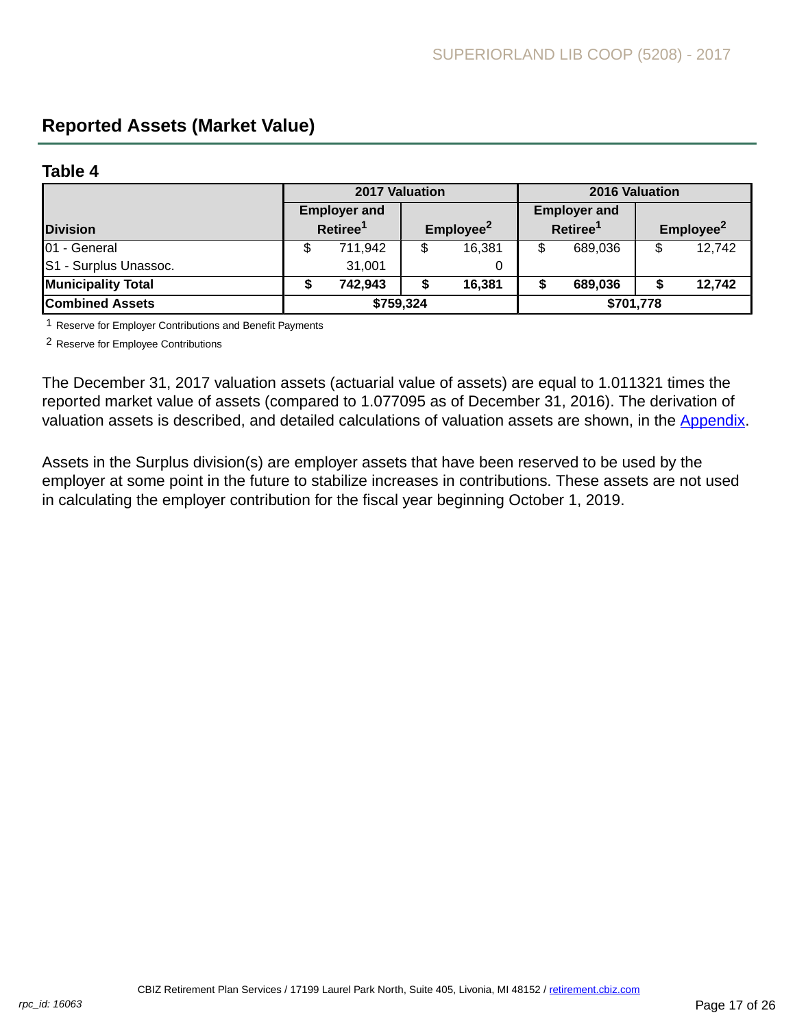## Reported Assets (Market Value)

### Table 4

| Division | 2017 Valuation | | 2016 Valuation | |
|---|---|---|---|---|
| | Employer and Retiree[1] | Employee[2] | Employer and Retiree[1] | Employee[2] |
| 01 - General | $ 711,942 | $ 16,381 | $ 689,036 | $ 12,742 |
| S1 - Surplus Unassoc. | 31,001 | 0 | | |
| **Municipality Total** | **$ 742,943** | **$ 16,381** | **$ 689,036** | **$ 12,742** |
| **Combined Assets** | **$759,324** | | **$701,778** | |

1 Reserve for Employer Contributions and Benefit Payments

2 Reserve for Employee Contributions

The December 31, 2017 valuation assets (actuarial value of assets) are equal to 1.011321 times the reported market value of assets (compared to 1.077095 as of December 31, 2016). The derivation of valuation assets is described, and detailed calculations of valuation assets are shown, in the Appendix.

Assets in the Surplus division(s) are employer assets that have been reserved to be used by the employer at some point in the future to stabilize increases in contributions. These assets are not used in calculating the employer contribution for the fiscal year beginning October 1, 2019.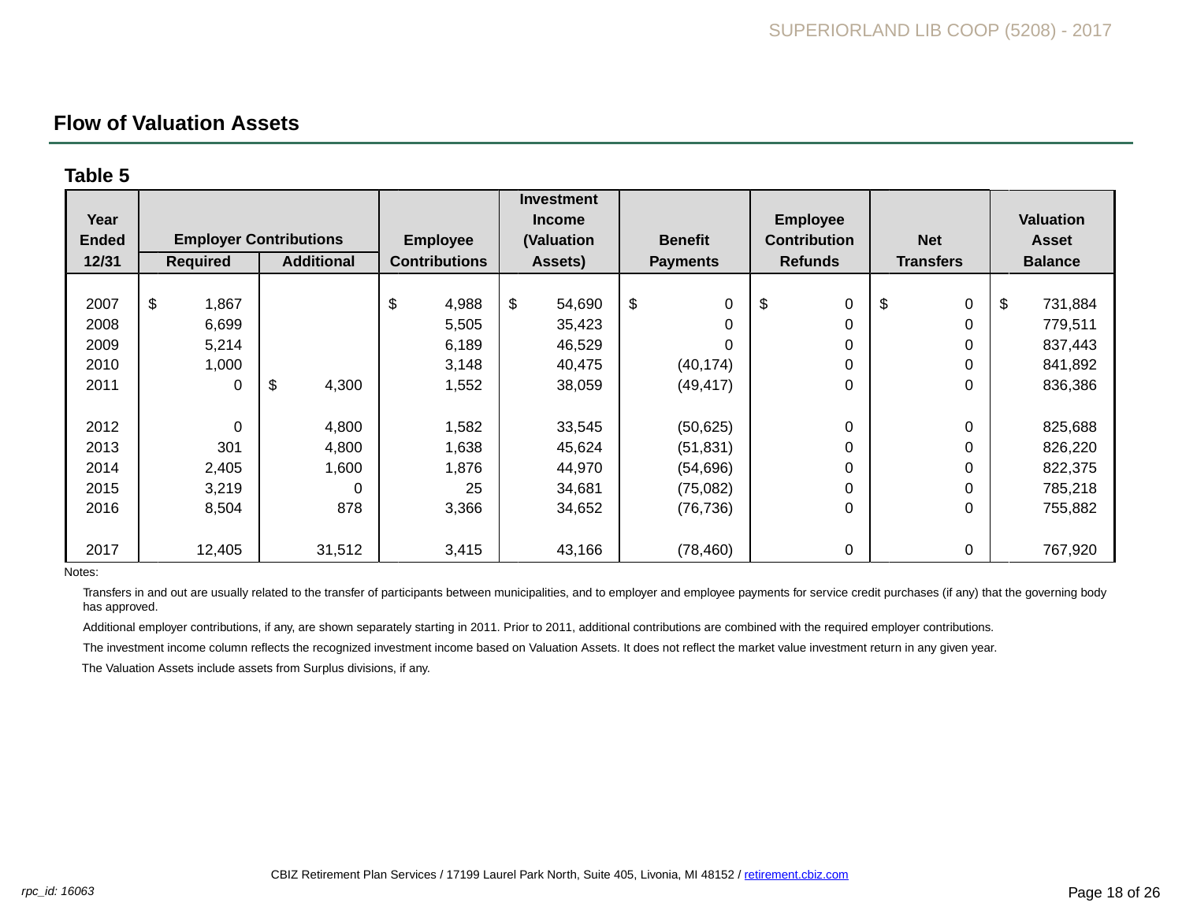## Flow of Valuation Assets

**Table 5**

| Year Ended 12/31 | Employer Contributions | | Employee Contributions | Investment Income (Valuation Assets) | Benefit Payments | Employee Contribution Refunds | Net Transfers | Valuation Asset Balance |
|---|---|---|---|---|---|---|---|---|
| | Required | Additional | | | | | | |
| 2007 | $ 1,867 | | $ 4,988 | $ 54,690 | $ 0 | $ 0 | $ 0 | $ 731,884 |
| 2008 | 6,699 | | 5,505 | 35,423 | 0 | 0 | 0 | 779,511 |
| 2009 | 5,214 | | 6,189 | 46,529 | 0 | 0 | 0 | 837,443 |
| 2010 | 1,000 | | 3,148 | 40,475 | (40,174) | 0 | 0 | 841,892 |
| 2011 | 0 | $ 4,300 | 1,552 | 38,059 | (49,417) | 0 | 0 | 836,386 |
| 2012 | 0 | 4,800 | 1,582 | 33,545 | (50,625) | 0 | 0 | 825,688 |
| 2013 | 301 | 4,800 | 1,638 | 45,624 | (51,831) | 0 | 0 | 826,220 |
| 2014 | 2,405 | 1,600 | 1,876 | 44,970 | (54,696) | 0 | 0 | 822,375 |
| 2015 | 3,219 | 0 | 25 | 34,681 | (75,082) | 0 | 0 | 785,218 |
| 2016 | 8,504 | 878 | 3,366 | 34,652 | (76,736) | 0 | 0 | 755,882 |
| 2017 | 12,405 | 31,512 | 3,415 | 43,166 | (78,460) | 0 | 0 | 767,920 |

Notes:

Transfers in and out are usually related to the transfer of participants between municipalities, and to employer and employee payments for service credit purchases (if any) that the governing body has approved.

Additional employer contributions, if any, are shown separately starting in 2011. Prior to 2011, additional contributions are combined with the required employer contributions.

The investment income column reflects the recognized investment income based on Valuation Assets. It does not reflect the market value investment return in any given year.

The Valuation Assets include assets from Surplus divisions, if any.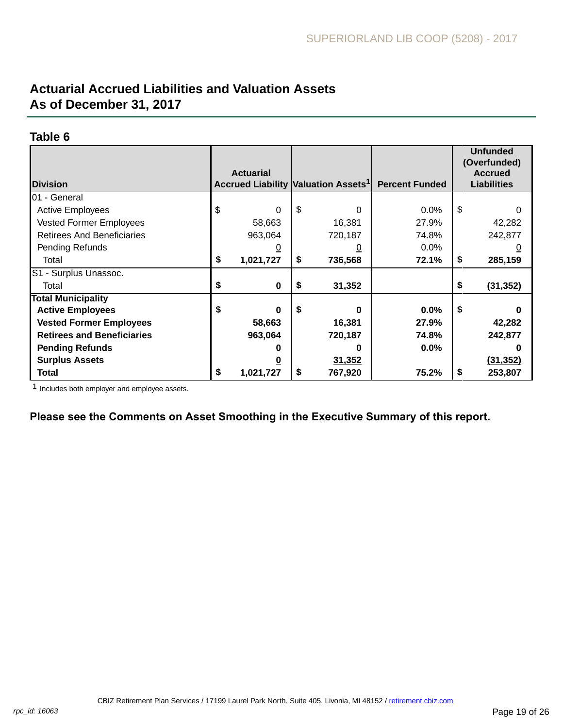# Actuarial Accrued Liabilities and Valuation Assets
# As of December 31, 2017

### Table 6

| Division | Actuarial Accrued Liability | Valuation Assets[1] | Percent Funded | Unfunded (Overfunded) Accrued Liabilities |
|---|---|---|---|---|
| 01 - General | | | | |
| Active Employees | $ 0 | $ 0 | 0.0% | $ 0 |
| Vested Former Employees | 58,663 | 16,381 | 27.9% | 42,282 |
| Retirees And Beneficiaries | 963,064 | 720,187 | 74.8% | 242,877 |
| Pending Refunds | 0 | 0 | 0.0% | 0 |
| Total | **$ 1,021,727** | **$ 736,568** | **72.1%** | **$ 285,159** |
| S1 - Surplus Unassoc. | | | | |
| Total | **$ 0** | **$ 31,352** | | **$ (31,352)** |
| **Total Municipality** | | | | |
| **Active Employees** | **$ 0** | **$ 0** | **0.0%** | **$ 0** |
| **Vested Former Employees** | **58,663** | **16,381** | **27.9%** | **42,282** |
| **Retirees and Beneficiaries** | **963,064** | **720,187** | **74.8%** | **242,877** |
| **Pending Refunds** | **0** | **0** | **0.0%** | **0** |
| **Surplus Assets** | **0** | **31,352** | | **(31,352)** |
| **Total** | **$ 1,021,727** | **$ 767,920** | **75.2%** | **$ 253,807** |

[1] Includes both employer and employee assets.

**Please see the Comments on Asset Smoothing in the Executive Summary of this report.**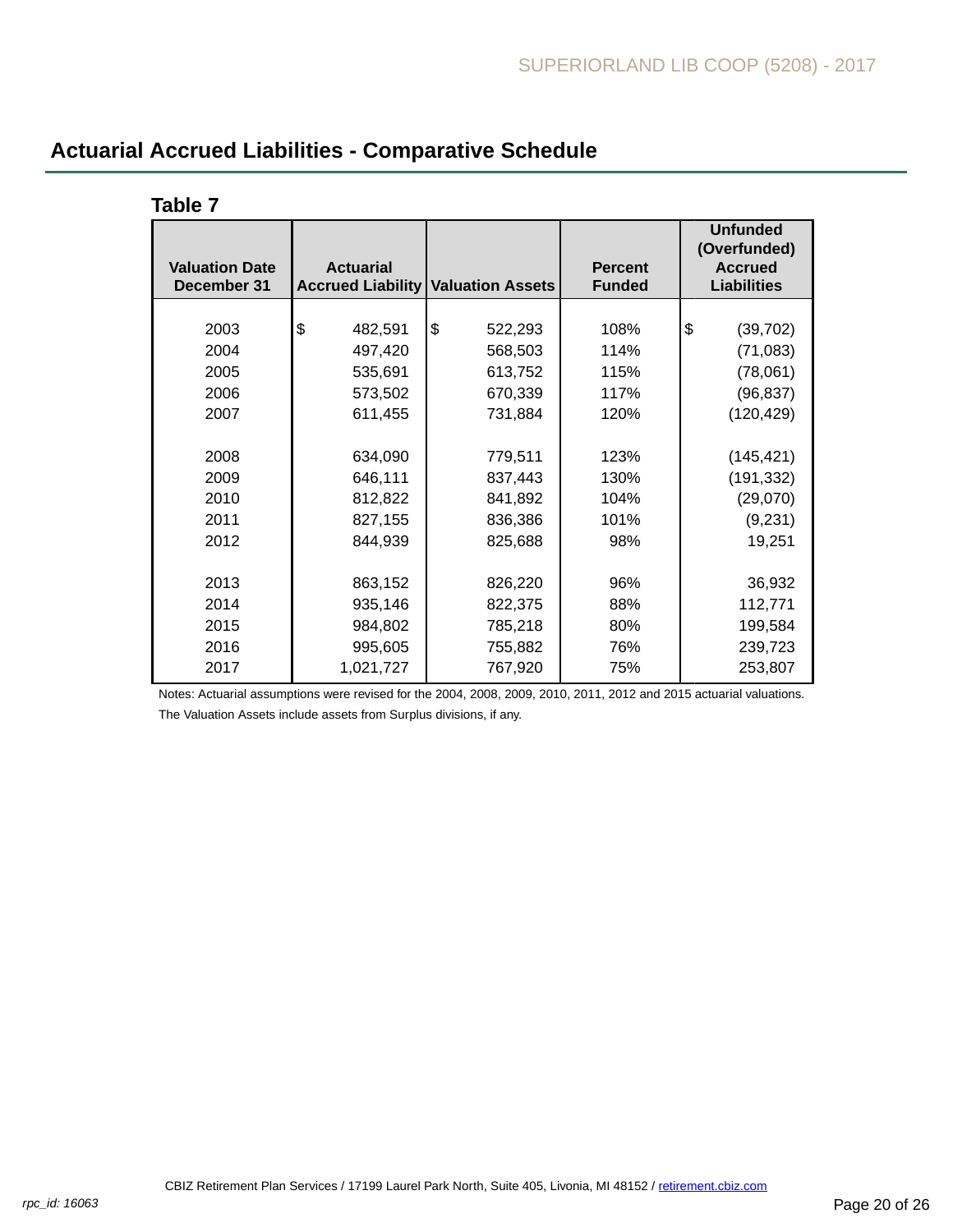## Actuarial Accrued Liabilities - Comparative Schedule

### Table 7

| Valuation Date December 31 | Actuarial Accrued Liability | Valuation Assets | Percent Funded | Unfunded (Overfunded) Accrued Liabilities |
|---|---|---|---|---|
| 2003 | $ 482,591 | $ 522,293 | 108% | $ (39,702) |
| 2004 | 497,420 | 568,503 | 114% | (71,083) |
| 2005 | 535,691 | 613,752 | 115% | (78,061) |
| 2006 | 573,502 | 670,339 | 117% | (96,837) |
| 2007 | 611,455 | 731,884 | 120% | (120,429) |
| 2008 | 634,090 | 779,511 | 123% | (145,421) |
| 2009 | 646,111 | 837,443 | 130% | (191,332) |
| 2010 | 812,822 | 841,892 | 104% | (29,070) |
| 2011 | 827,155 | 836,386 | 101% | (9,231) |
| 2012 | 844,939 | 825,688 | 98% | 19,251 |
| 2013 | 863,152 | 826,220 | 96% | 36,932 |
| 2014 | 935,146 | 822,375 | 88% | 112,771 |
| 2015 | 984,802 | 785,218 | 80% | 199,584 |
| 2016 | 995,605 | 755,882 | 76% | 239,723 |
| 2017 | 1,021,727 | 767,920 | 75% | 253,807 |

Notes: Actuarial assumptions were revised for the 2004, 2008, 2009, 2010, 2011, 2012 and 2015 actuarial valuations.

The Valuation Assets include assets from Surplus divisions, if any.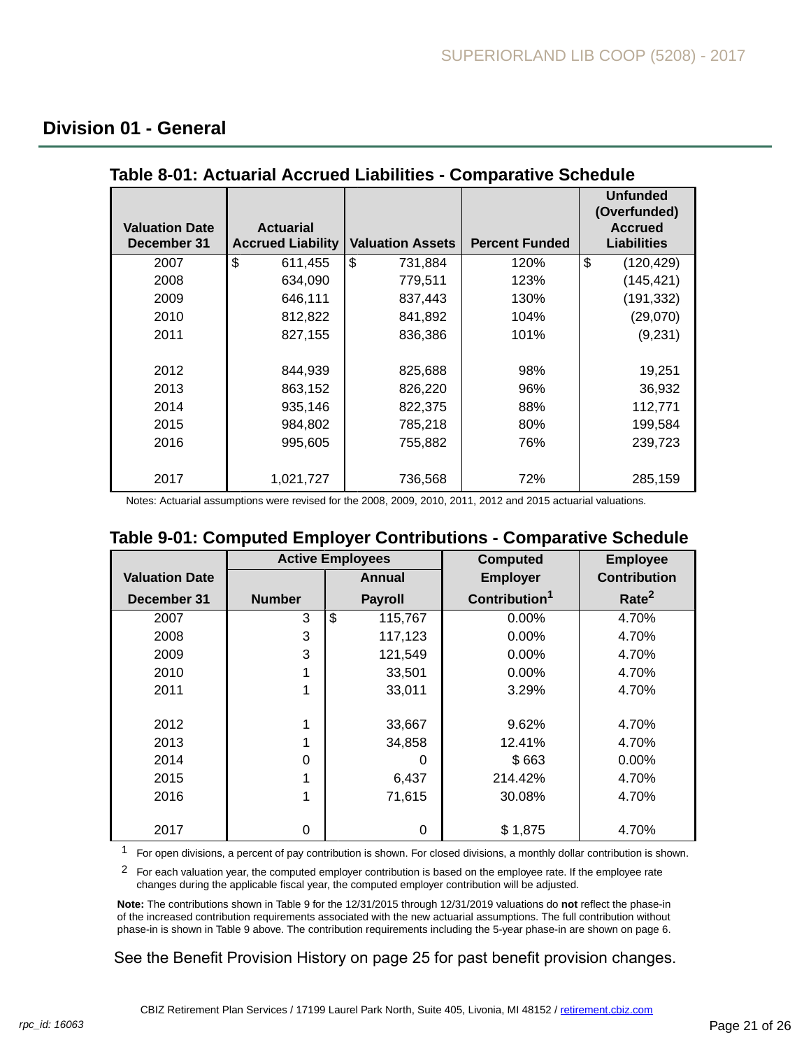## Division 01 - General

### Table 8-01: Actuarial Accrued Liabilities - Comparative Schedule

| Valuation Date December 31 | Actuarial Accrued Liability | Valuation Assets | Percent Funded | Unfunded (Overfunded) Accrued Liabilities |
|---|---|---|---|---|
| 2007 | $ 611,455 | $ 731,884 | 120% | $ (120,429) |
| 2008 | 634,090 | 779,511 | 123% | (145,421) |
| 2009 | 646,111 | 837,443 | 130% | (191,332) |
| 2010 | 812,822 | 841,892 | 104% | (29,070) |
| 2011 | 827,155 | 836,386 | 101% | (9,231) |
| 2012 | 844,939 | 825,688 | 98% | 19,251 |
| 2013 | 863,152 | 826,220 | 96% | 36,932 |
| 2014 | 935,146 | 822,375 | 88% | 112,771 |
| 2015 | 984,802 | 785,218 | 80% | 199,584 |
| 2016 | 995,605 | 755,882 | 76% | 239,723 |
| 2017 | 1,021,727 | 736,568 | 72% | 285,159 |

Notes: Actuarial assumptions were revised for the 2008, 2009, 2010, 2011, 2012 and 2015 actuarial valuations.

### Table 9-01: Computed Employer Contributions - Comparative Schedule

| Valuation Date December 31 | Active Employees | | Computed Employer Contribution[1] | Employee Contribution Rate[2] |
|---|---|---|---|---|
| | Number | Annual Payroll | | |
| 2007 | 3 | $ 115,767 | 0.00% | 4.70% |
| 2008 | 3 | 117,123 | 0.00% | 4.70% |
| 2009 | 3 | 121,549 | 0.00% | 4.70% |
| 2010 | 1 | 33,501 | 0.00% | 4.70% |
| 2011 | 1 | 33,011 | 3.29% | 4.70% |
| 2012 | 1 | 33,667 | 9.62% | 4.70% |
| 2013 | 1 | 34,858 | 12.41% | 4.70% |
| 2014 | 0 | 0 | $ 663 | 0.00% |
| 2015 | 1 | 6,437 | 214.42% | 4.70% |
| 2016 | 1 | 71,615 | 30.08% | 4.70% |
| 2017 | 0 | 0 | $ 1,875 | 4.70% |

[1] For open divisions, a percent of pay contribution is shown. For closed divisions, a monthly dollar contribution is shown.

[2] For each valuation year, the computed employer contribution is based on the employee rate. If the employee rate changes during the applicable fiscal year, the computed employer contribution will be adjusted.

**Note:** The contributions shown in Table 9 for the 12/31/2015 through 12/31/2019 valuations do **not** reflect the phase-in of the increased contribution requirements associated with the new actuarial assumptions. The full contribution without phase-in is shown in Table 9 above. The contribution requirements including the 5-year phase-in are shown on page 6.

See the Benefit Provision History on page 25 for past benefit provision changes.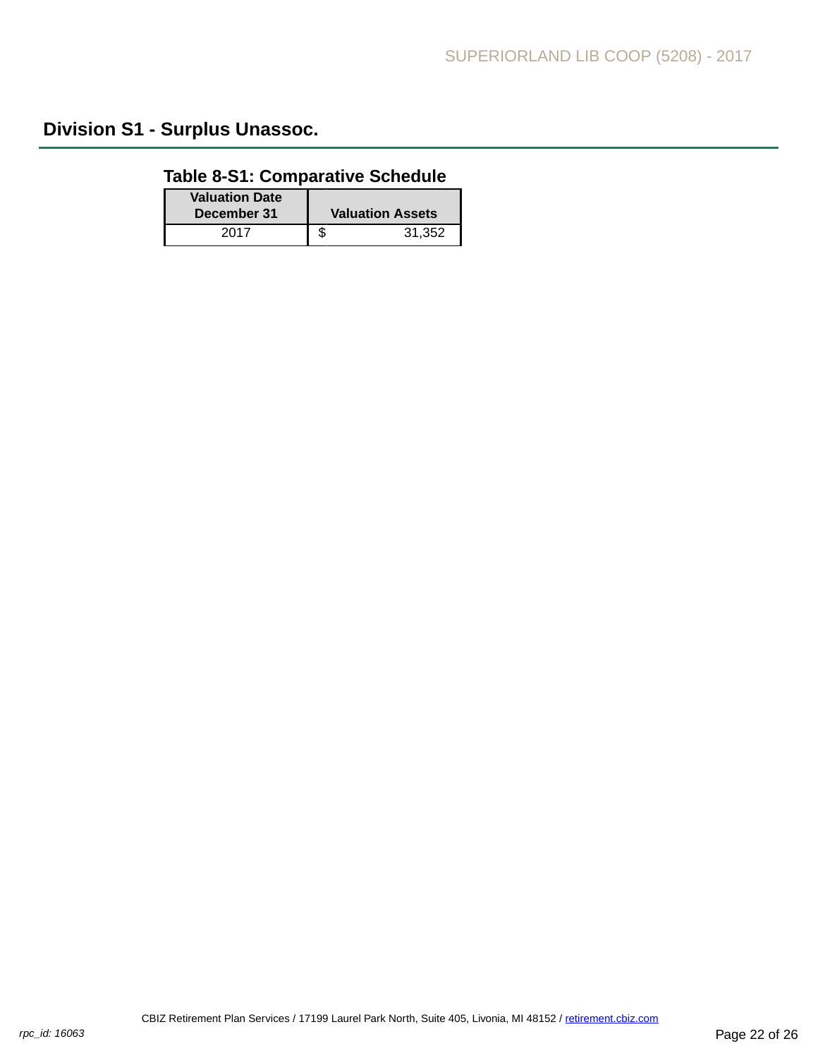## Division S1 - Surplus Unassoc.

### Table 8-S1: Comparative Schedule

| Valuation Date December 31 | Valuation Assets |
|---|---|
| 2017 | $ 31,352 |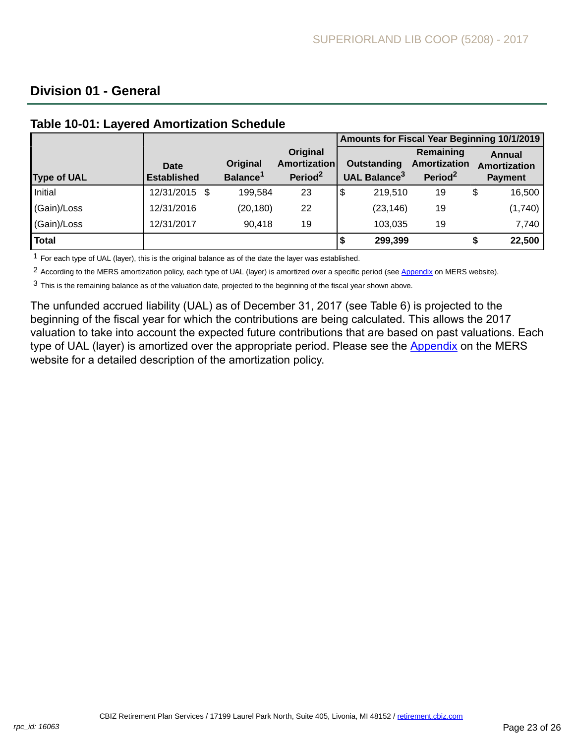## Division 01 - General

### Table 10-01: Layered Amortization Schedule

| Type of UAL | Date Established | Original Balance[1] | Original Amortization Period[2] | Amounts for Fiscal Year Beginning 10/1/2019 Outstanding UAL Balance[3] | Remaining Amortization Period[2] | Annual Amortization Payment |
|---|---|---|---|---|---|---|
| Initial | 12/31/2015 | $ 199,584 | 23 | $ 219,510 | 19 | $ 16,500 |
| (Gain)/Loss | 12/31/2016 | (20,180) | 22 | (23,146) | 19 | (1,740) |
| (Gain)/Loss | 12/31/2017 | 90,418 | 19 | 103,035 | 19 | 7,740 |
| **Total** | | | | **$ 299,399** | | **$ 22,500** |

1 For each type of UAL (layer), this is the original balance as of the date the layer was established.

2 According to the MERS amortization policy, each type of UAL (layer) is amortized over a specific period (see Appendix on MERS website).

3 This is the remaining balance as of the valuation date, projected to the beginning of the fiscal year shown above.

The unfunded accrued liability (UAL) as of December 31, 2017 (see Table 6) is projected to the beginning of the fiscal year for which the contributions are being calculated. This allows the 2017 valuation to take into account the expected future contributions that are based on past valuations. Each type of UAL (layer) is amortized over the appropriate period. Please see the Appendix on the MERS website for a detailed description of the amortization policy.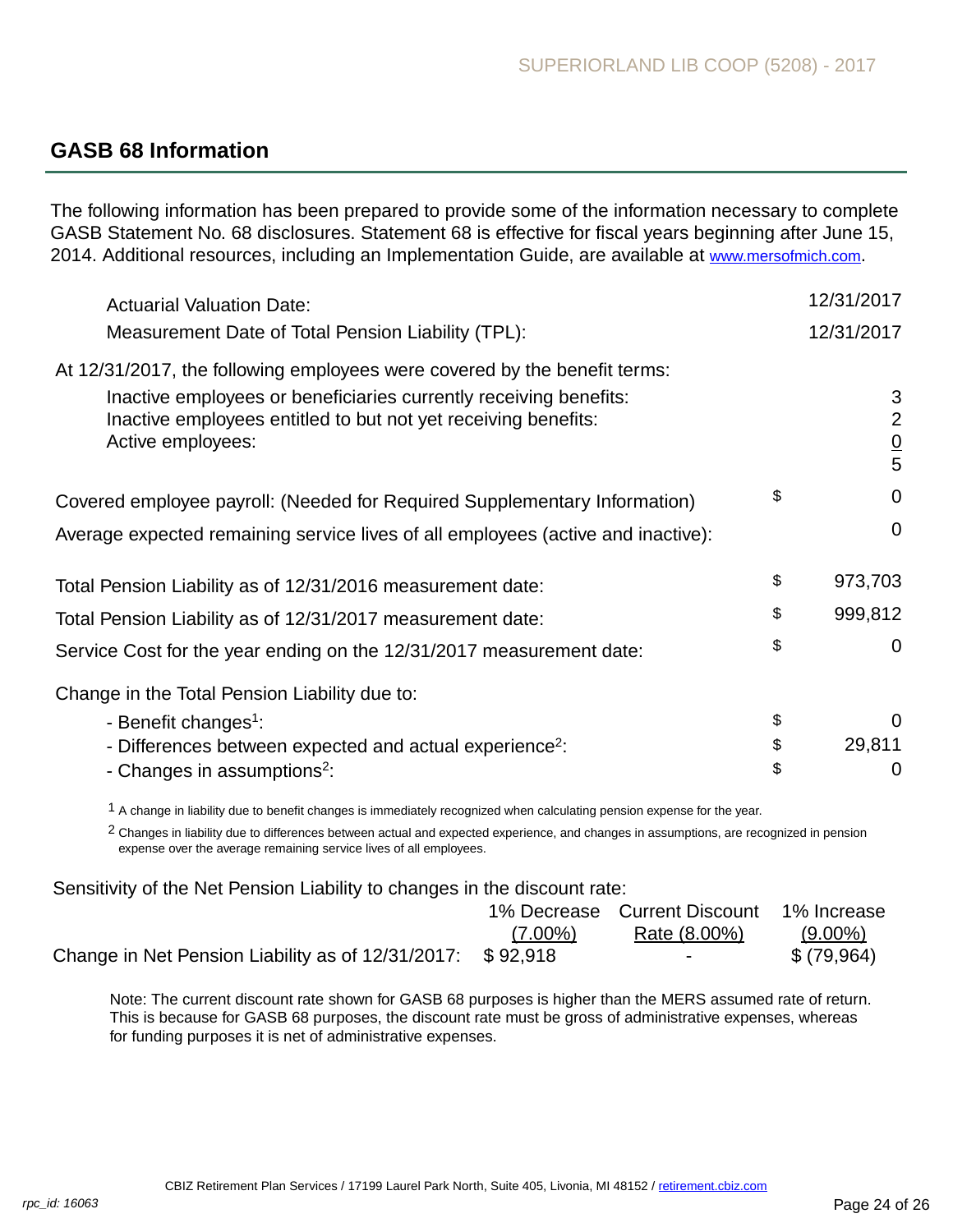## GASB 68 Information

The following information has been prepared to provide some of the information necessary to complete GASB Statement No. 68 disclosures. Statement 68 is effective for fiscal years beginning after June 15, 2014. Additional resources, including an Implementation Guide, are available at www.mersofmich.com.

| | | |
|---|---|---|
| Actuarial Valuation Date: | | 12/31/2017 |
| Measurement Date of Total Pension Liability (TPL): | | 12/31/2017 |

At 12/31/2017, the following employees were covered by the benefit terms:

| | | |
|---|---|---|
| Inactive employees or beneficiaries currently receiving benefits: | | 3 |
| Inactive employees entitled to but not yet receiving benefits: | | 2 |
| Active employees: | | 0 |
| | | 5 |

| | | |
|---|---|---|
| Covered employee payroll: (Needed for Required Supplementary Information) | $ | 0 |
| Average expected remaining service lives of all employees (active and inactive): | | 0 |
| Total Pension Liability as of 12/31/2016 measurement date: | $ | 973,703 |
| Total Pension Liability as of 12/31/2017 measurement date: | $ | 999,812 |
| Service Cost for the year ending on the 12/31/2017 measurement date: | $ | 0 |

Change in the Total Pension Liability due to:

| | | |
|---|---|---|
| - Benefit changes[1]: | $ | 0 |
| - Differences between expected and actual experience[2]: | $ | 29,811 |
| - Changes in assumptions[2]: | $ | 0 |

[1] A change in liability due to benefit changes is immediately recognized when calculating pension expense for the year.

[2] Changes in liability due to differences between actual and expected experience, and changes in assumptions, are recognized in pension expense over the average remaining service lives of all employees.

Sensitivity of the Net Pension Liability to changes in the discount rate:

| | 1% Decrease (7.00%) | Current Discount Rate (8.00%) | 1% Increase (9.00%) |
|---|---|---|---|
| Change in Net Pension Liability as of 12/31/2017: | $ 92,918 | - | $ (79,964) |

Note: The current discount rate shown for GASB 68 purposes is higher than the MERS assumed rate of return. This is because for GASB 68 purposes, the discount rate must be gross of administrative expenses, whereas for funding purposes it is net of administrative expenses.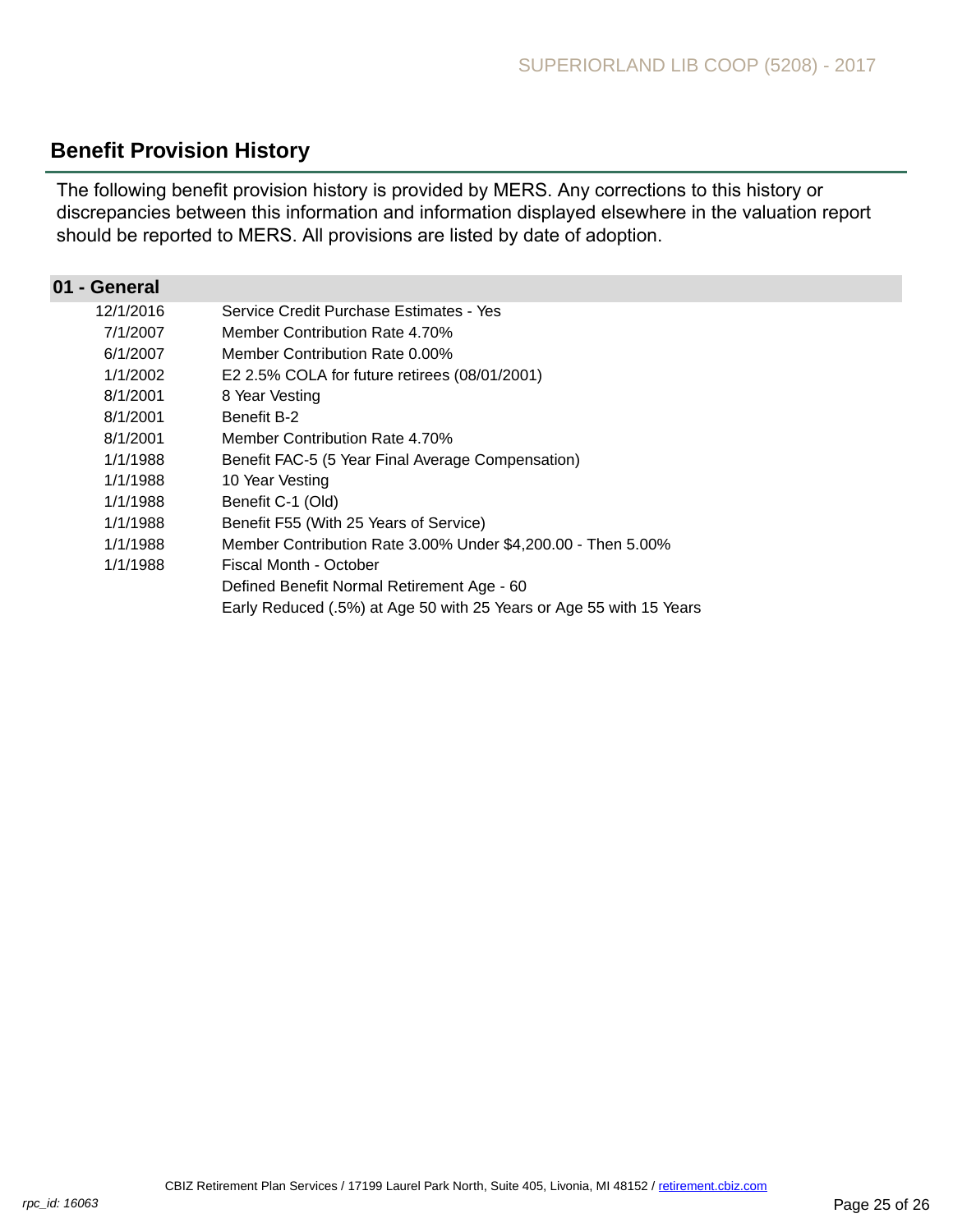## Benefit Provision History

The following benefit provision history is provided by MERS. Any corrections to this history or discrepancies between this information and information displayed elsewhere in the valuation report should be reported to MERS. All provisions are listed by date of adoption.

### 01 - General

| Date | Provision |
|---|---|
| 12/1/2016 | Service Credit Purchase Estimates - Yes |
| 7/1/2007 | Member Contribution Rate 4.70% |
| 6/1/2007 | Member Contribution Rate 0.00% |
| 1/1/2002 | E2 2.5% COLA for future retirees (08/01/2001) |
| 8/1/2001 | 8 Year Vesting |
| 8/1/2001 | Benefit B-2 |
| 8/1/2001 | Member Contribution Rate 4.70% |
| 1/1/1988 | Benefit FAC-5 (5 Year Final Average Compensation) |
| 1/1/1988 | 10 Year Vesting |
| 1/1/1988 | Benefit C-1 (Old) |
| 1/1/1988 | Benefit F55 (With 25 Years of Service) |
| 1/1/1988 | Member Contribution Rate 3.00% Under $4,200.00 - Then 5.00% |
| 1/1/1988 | Fiscal Month - October |
| | Defined Benefit Normal Retirement Age - 60 |
| | Early Reduced (.5%) at Age 50 with 25 Years or Age 55 with 15 Years |

CBIZ Retirement Plan Services / 17199 Laurel Park North, Suite 405, Livonia, MI 48152 / retirement.cbiz.com

*rpc_id: 16063*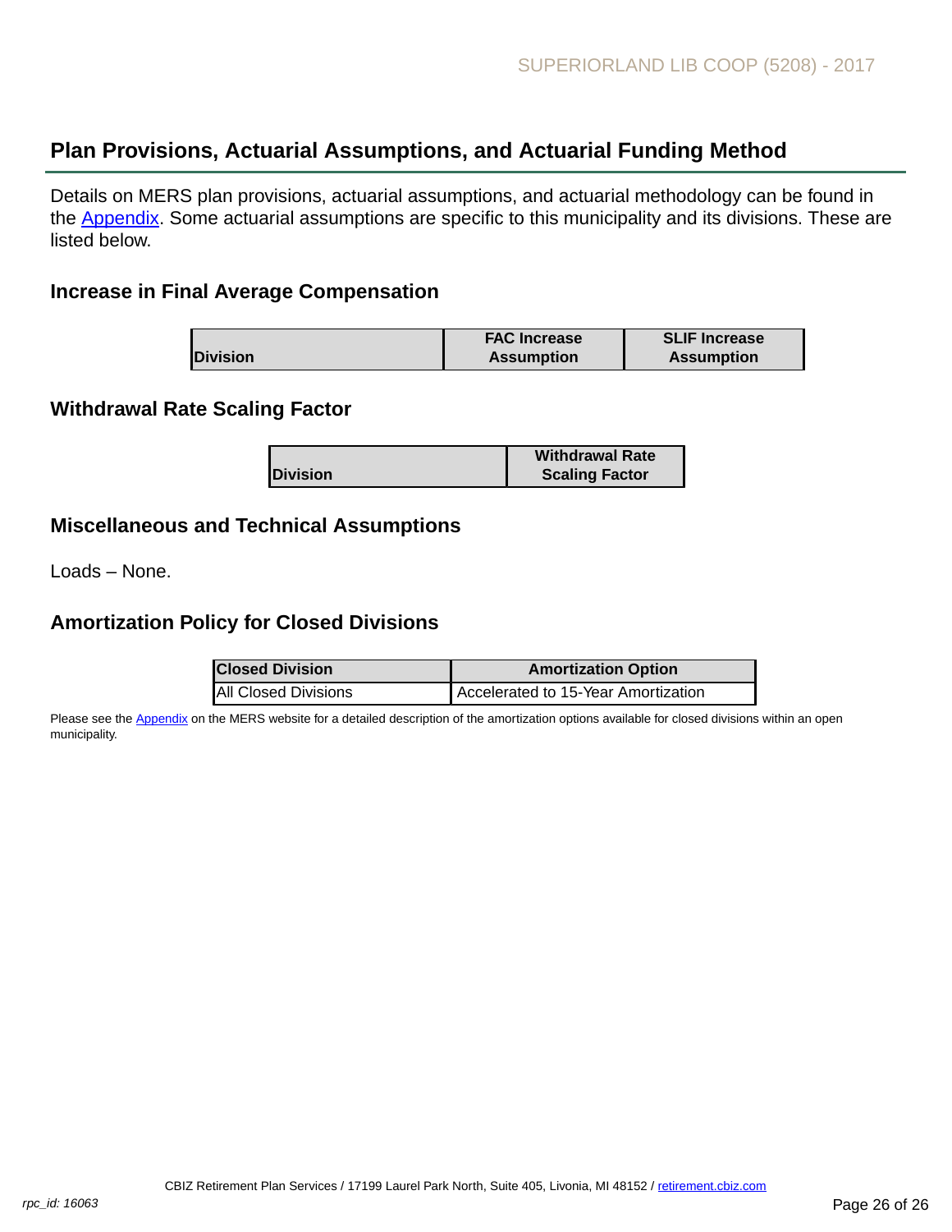## Plan Provisions, Actuarial Assumptions, and Actuarial Funding Method

Details on MERS plan provisions, actuarial assumptions, and actuarial methodology can be found in the Appendix. Some actuarial assumptions are specific to this municipality and its divisions. These are listed below.

### Increase in Final Average Compensation

| Division | FAC Increase Assumption | SLIF Increase Assumption |
|---|---|---|

### Withdrawal Rate Scaling Factor

| Division | Withdrawal Rate Scaling Factor |
|---|---|

### Miscellaneous and Technical Assumptions

Loads – None.

### Amortization Policy for Closed Divisions

| Closed Division | Amortization Option |
|---|---|
| All Closed Divisions | Accelerated to 15-Year Amortization |

Please see the Appendix on the MERS website for a detailed description of the amortization options available for closed divisions within an open municipality.